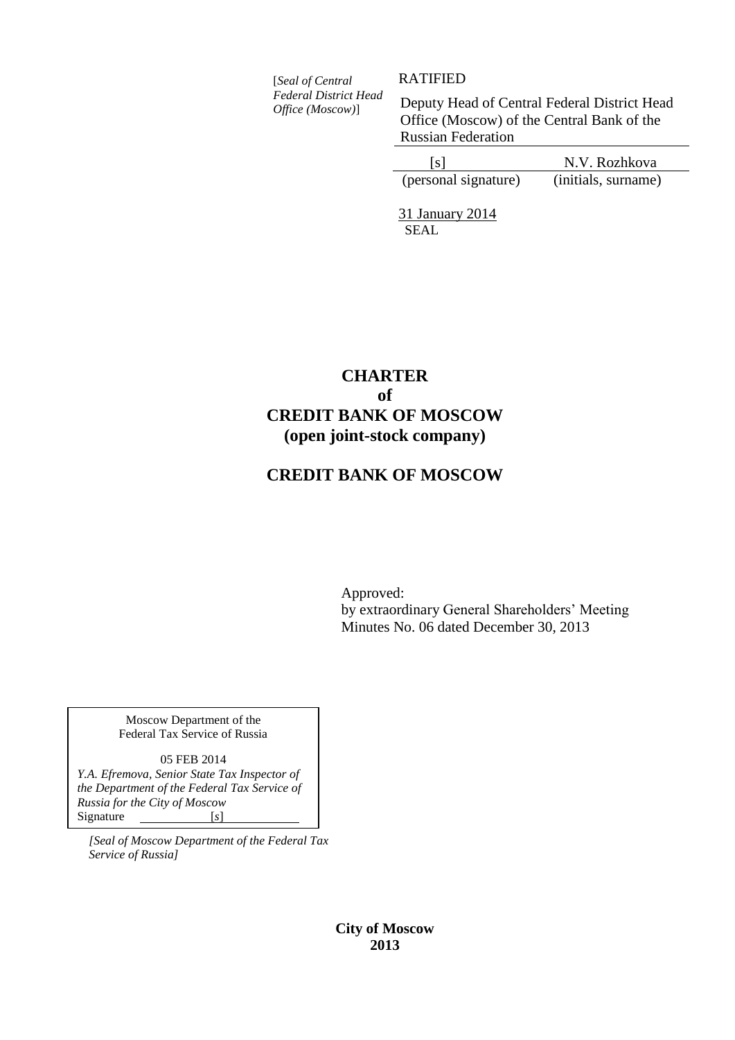[*Seal of Central Federal District Head Office (Moscow)*]

RATIFIED

Deputy Head of Central Federal District Head Office (Moscow) of the Central Bank of the Russian Federation

| [s] | N.V. Rozhkova |
|---|---|
| (personal signature) | (initials, surname) |

31 January 2014

SEAL

# CHARTER
# of
# CREDIT BANK OF MOSCOW
# (open joint-stock company)

# CREDIT BANK OF MOSCOW

Approved:
by extraordinary General Shareholders' Meeting
Minutes No. 06 dated December 30, 2013

Moscow Department of the Federal Tax Service of Russia

05 FEB 2014

*Y.A. Efremova, Senior State Tax Inspector of the Department of the Federal Tax Service of Russia for the City of Moscow*

Signature [s]

*[Seal of Moscow Department of the Federal Tax Service of Russia]*

**City of Moscow**
**2013**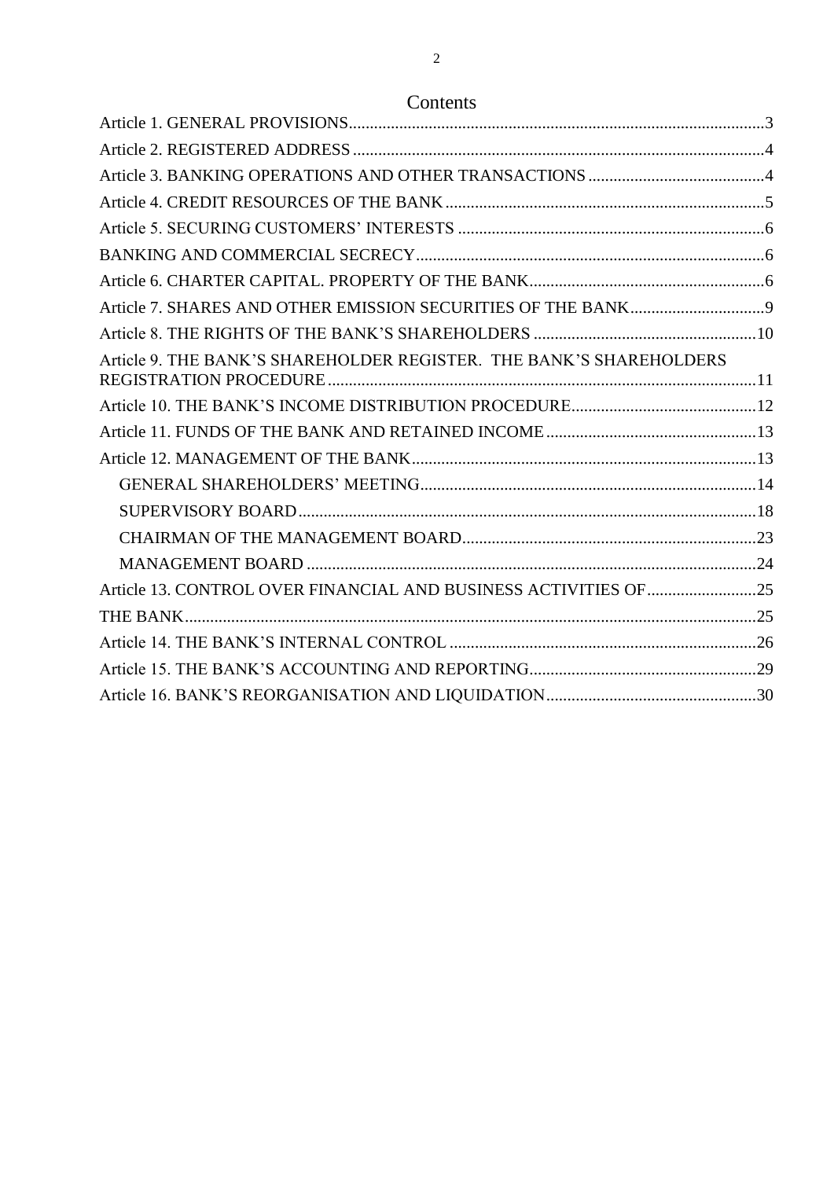# Contents

Article 1. GENERAL PROVISIONS....................................................................................................3

Article 2. REGISTERED ADDRESS ...................................................................................................4

Article 3. BANKING OPERATIONS AND OTHER TRANSACTIONS ...........................................4

Article 4. CREDIT RESOURCES OF THE BANK ............................................................................5

Article 5. SECURING CUSTOMERS' INTERESTS .........................................................................6

BANKING AND COMMERCIAL SECRECY....................................................................................6

Article 6. CHARTER CAPITAL. PROPERTY OF THE BANK.........................................................6

Article 7. SHARES AND OTHER EMISSION SECURITIES OF THE BANK.................................9

Article 8. THE RIGHTS OF THE BANK'S SHAREHOLDERS .....................................................10

Article 9. THE BANK'S SHAREHOLDER REGISTER. THE BANK'S SHAREHOLDERS REGISTRATION PROCEDURE ......................................................................................................11

Article 10. THE BANK'S INCOME DISTRIBUTION PROCEDURE............................................12

Article 11. FUNDS OF THE BANK AND RETAINED INCOME ..................................................13

Article 12. MANAGEMENT OF THE BANK..................................................................................13

- GENERAL SHAREHOLDERS' MEETING................................................................................14
- SUPERVISORY BOARD.............................................................................................................18
- CHAIRMAN OF THE MANAGEMENT BOARD......................................................................23
- MANAGEMENT BOARD ...........................................................................................................24

Article 13. CONTROL OVER FINANCIAL AND BUSINESS ACTIVITIES OF..........................25

THE BANK.........................................................................................................................................25

Article 14. THE BANK'S INTERNAL CONTROL ..........................................................................26

Article 15. THE BANK'S ACCOUNTING AND REPORTING.......................................................29

Article 16. BANK'S REORGANISATION AND LIQUIDATION..................................................30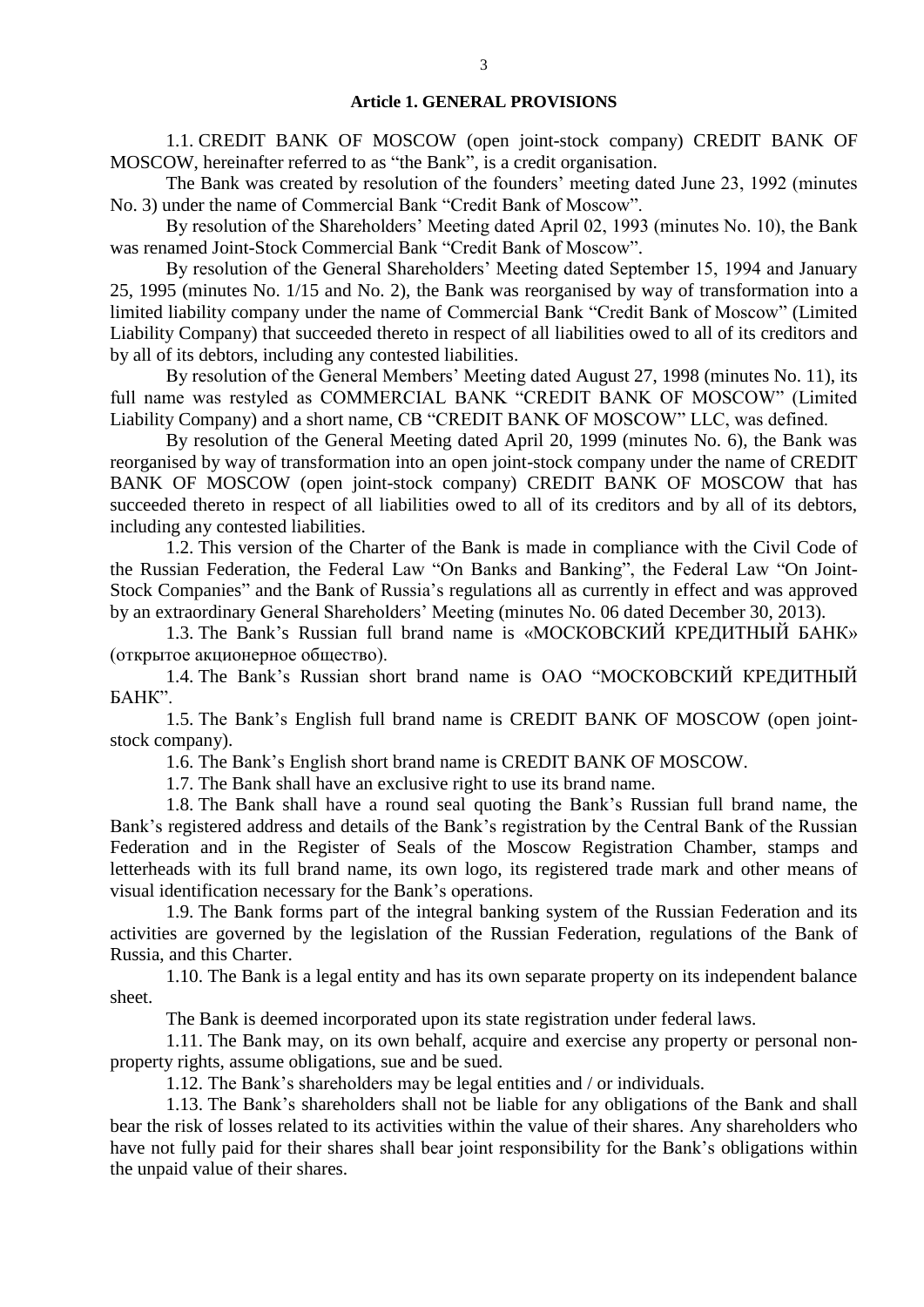## Article 1. GENERAL PROVISIONS

1.1. CREDIT BANK OF MOSCOW (open joint-stock company) CREDIT BANK OF MOSCOW, hereinafter referred to as "the Bank", is a credit organisation.

The Bank was created by resolution of the founders' meeting dated June 23, 1992 (minutes No. 3) under the name of Commercial Bank "Credit Bank of Moscow".

By resolution of the Shareholders' Meeting dated April 02, 1993 (minutes No. 10), the Bank was renamed Joint-Stock Commercial Bank "Credit Bank of Moscow".

By resolution of the General Shareholders' Meeting dated September 15, 1994 and January 25, 1995 (minutes No. 1/15 and No. 2), the Bank was reorganised by way of transformation into a limited liability company under the name of Commercial Bank "Credit Bank of Moscow" (Limited Liability Company) that succeeded thereto in respect of all liabilities owed to all of its creditors and by all of its debtors, including any contested liabilities.

By resolution of the General Members' Meeting dated August 27, 1998 (minutes No. 11), its full name was restyled as COMMERCIAL BANK "CREDIT BANK OF MOSCOW" (Limited Liability Company) and a short name, CB "CREDIT BANK OF MOSCOW" LLC, was defined.

By resolution of the General Meeting dated April 20, 1999 (minutes No. 6), the Bank was reorganised by way of transformation into an open joint-stock company under the name of CREDIT BANK OF MOSCOW (open joint-stock company) CREDIT BANK OF MOSCOW that has succeeded thereto in respect of all liabilities owed to all of its creditors and by all of its debtors, including any contested liabilities.

1.2. This version of the Charter of the Bank is made in compliance with the Civil Code of the Russian Federation, the Federal Law "On Banks and Banking", the Federal Law "On Joint-Stock Companies" and the Bank of Russia's regulations all as currently in effect and was approved by an extraordinary General Shareholders' Meeting (minutes No. 06 dated December 30, 2013).

1.3. The Bank's Russian full brand name is «МОСКОВСКИЙ КРЕДИТНЫЙ БАНК» (открытое акционерное общество).

1.4. The Bank's Russian short brand name is ОАО "МОСКОВСКИЙ КРЕДИТНЫЙ БАНК".

1.5. The Bank's English full brand name is CREDIT BANK OF MOSCOW (open joint-stock company).

1.6. The Bank's English short brand name is CREDIT BANK OF MOSCOW.

1.7. The Bank shall have an exclusive right to use its brand name.

1.8. The Bank shall have a round seal quoting the Bank's Russian full brand name, the Bank's registered address and details of the Bank's registration by the Central Bank of the Russian Federation and in the Register of Seals of the Moscow Registration Chamber, stamps and letterheads with its full brand name, its own logo, its registered trade mark and other means of visual identification necessary for the Bank's operations.

1.9. The Bank forms part of the integral banking system of the Russian Federation and its activities are governed by the legislation of the Russian Federation, regulations of the Bank of Russia, and this Charter.

1.10. The Bank is a legal entity and has its own separate property on its independent balance sheet.

The Bank is deemed incorporated upon its state registration under federal laws.

1.11. The Bank may, on its own behalf, acquire and exercise any property or personal non-property rights, assume obligations, sue and be sued.

1.12. The Bank's shareholders may be legal entities and / or individuals.

1.13. The Bank's shareholders shall not be liable for any obligations of the Bank and shall bear the risk of losses related to its activities within the value of their shares. Any shareholders who have not fully paid for their shares shall bear joint responsibility for the Bank's obligations within the unpaid value of their shares.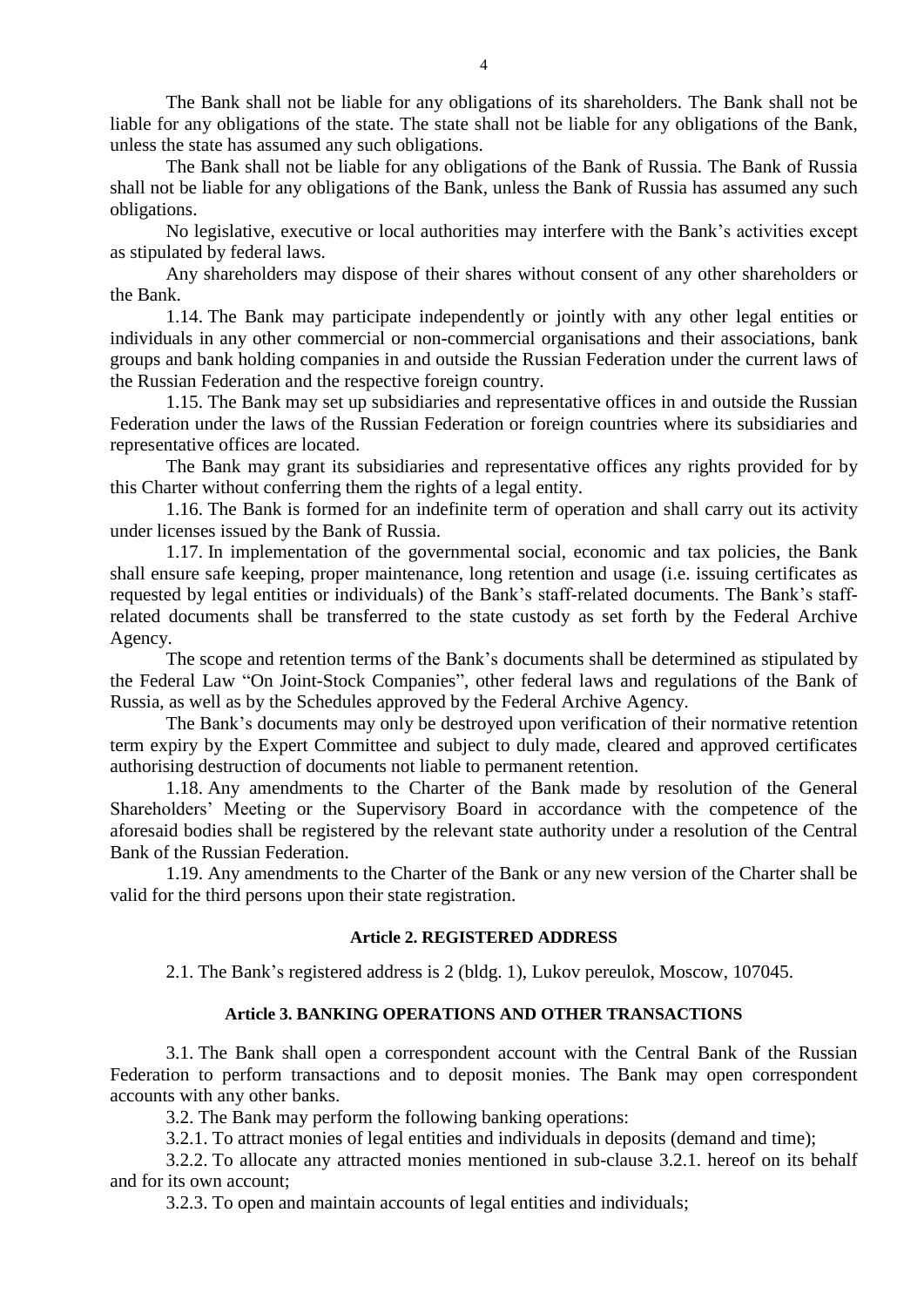The Bank shall not be liable for any obligations of its shareholders. The Bank shall not be liable for any obligations of the state. The state shall not be liable for any obligations of the Bank, unless the state has assumed any such obligations.

The Bank shall not be liable for any obligations of the Bank of Russia. The Bank of Russia shall not be liable for any obligations of the Bank, unless the Bank of Russia has assumed any such obligations.

No legislative, executive or local authorities may interfere with the Bank's activities except as stipulated by federal laws.

Any shareholders may dispose of their shares without consent of any other shareholders or the Bank.

1.14. The Bank may participate independently or jointly with any other legal entities or individuals in any other commercial or non-commercial organisations and their associations, bank groups and bank holding companies in and outside the Russian Federation under the current laws of the Russian Federation and the respective foreign country.

1.15. The Bank may set up subsidiaries and representative offices in and outside the Russian Federation under the laws of the Russian Federation or foreign countries where its subsidiaries and representative offices are located.

The Bank may grant its subsidiaries and representative offices any rights provided for by this Charter without conferring them the rights of a legal entity.

1.16. The Bank is formed for an indefinite term of operation and shall carry out its activity under licenses issued by the Bank of Russia.

1.17. In implementation of the governmental social, economic and tax policies, the Bank shall ensure safe keeping, proper maintenance, long retention and usage (i.e. issuing certificates as requested by legal entities or individuals) of the Bank's staff-related documents. The Bank's staff-related documents shall be transferred to the state custody as set forth by the Federal Archive Agency.

The scope and retention terms of the Bank's documents shall be determined as stipulated by the Federal Law "On Joint-Stock Companies", other federal laws and regulations of the Bank of Russia, as well as by the Schedules approved by the Federal Archive Agency.

The Bank's documents may only be destroyed upon verification of their normative retention term expiry by the Expert Committee and subject to duly made, cleared and approved certificates authorising destruction of documents not liable to permanent retention.

1.18. Any amendments to the Charter of the Bank made by resolution of the General Shareholders' Meeting or the Supervisory Board in accordance with the competence of the aforesaid bodies shall be registered by the relevant state authority under a resolution of the Central Bank of the Russian Federation.

1.19. Any amendments to the Charter of the Bank or any new version of the Charter shall be valid for the third persons upon their state registration.

## Article 2. REGISTERED ADDRESS

2.1. The Bank's registered address is 2 (bldg. 1), Lukov pereulok, Moscow, 107045.

## Article 3. BANKING OPERATIONS AND OTHER TRANSACTIONS

3.1. The Bank shall open a correspondent account with the Central Bank of the Russian Federation to perform transactions and to deposit monies. The Bank may open correspondent accounts with any other banks.

3.2. The Bank may perform the following banking operations:

3.2.1. To attract monies of legal entities and individuals in deposits (demand and time);

3.2.2. To allocate any attracted monies mentioned in sub-clause 3.2.1. hereof on its behalf and for its own account;

3.2.3. To open and maintain accounts of legal entities and individuals;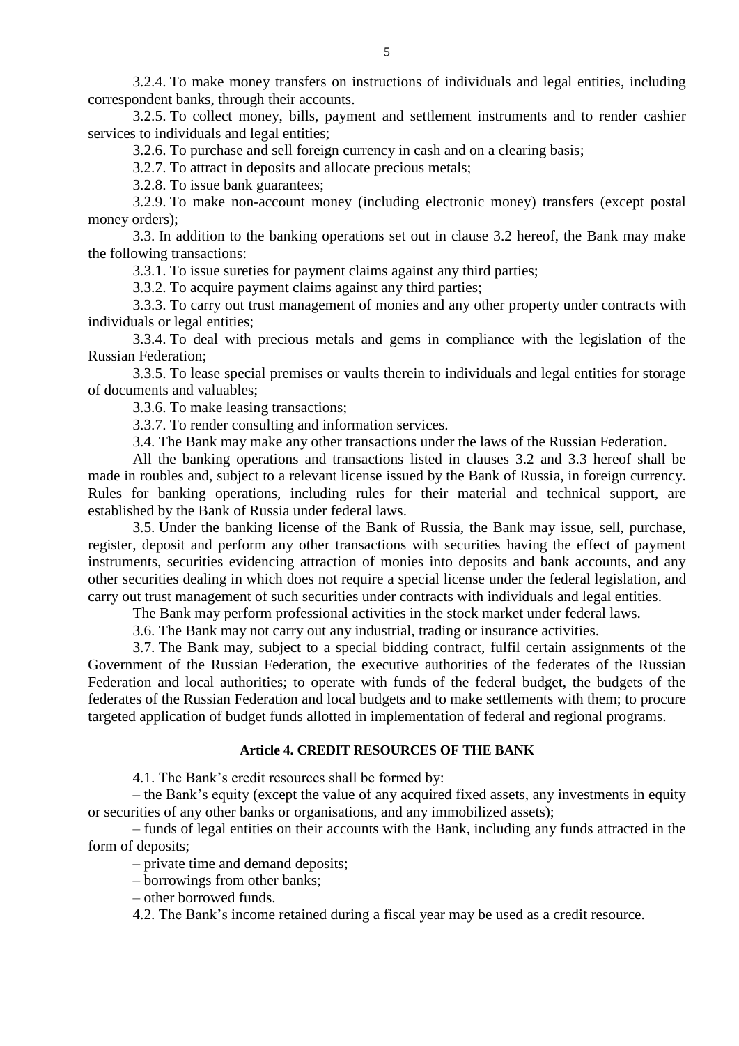3.2.4. To make money transfers on instructions of individuals and legal entities, including correspondent banks, through their accounts.

3.2.5. To collect money, bills, payment and settlement instruments and to render cashier services to individuals and legal entities;

3.2.6. To purchase and sell foreign currency in cash and on a clearing basis;

3.2.7. To attract in deposits and allocate precious metals;

3.2.8. To issue bank guarantees;

3.2.9. To make non-account money (including electronic money) transfers (except postal money orders);

3.3. In addition to the banking operations set out in clause 3.2 hereof, the Bank may make the following transactions:

3.3.1. To issue sureties for payment claims against any third parties;

3.3.2. To acquire payment claims against any third parties;

3.3.3. To carry out trust management of monies and any other property under contracts with individuals or legal entities;

3.3.4. To deal with precious metals and gems in compliance with the legislation of the Russian Federation;

3.3.5. To lease special premises or vaults therein to individuals and legal entities for storage of documents and valuables;

3.3.6. To make leasing transactions;

3.3.7. To render consulting and information services.

3.4. The Bank may make any other transactions under the laws of the Russian Federation.

All the banking operations and transactions listed in clauses 3.2 and 3.3 hereof shall be made in roubles and, subject to a relevant license issued by the Bank of Russia, in foreign currency. Rules for banking operations, including rules for their material and technical support, are established by the Bank of Russia under federal laws.

3.5. Under the banking license of the Bank of Russia, the Bank may issue, sell, purchase, register, deposit and perform any other transactions with securities having the effect of payment instruments, securities evidencing attraction of monies into deposits and bank accounts, and any other securities dealing in which does not require a special license under the federal legislation, and carry out trust management of such securities under contracts with individuals and legal entities.

The Bank may perform professional activities in the stock market under federal laws.

3.6. The Bank may not carry out any industrial, trading or insurance activities.

3.7. The Bank may, subject to a special bidding contract, fulfil certain assignments of the Government of the Russian Federation, the executive authorities of the federates of the Russian Federation and local authorities; to operate with funds of the federal budget, the budgets of the federates of the Russian Federation and local budgets and to make settlements with them; to procure targeted application of budget funds allotted in implementation of federal and regional programs.

## Article 4. CREDIT RESOURCES OF THE BANK

4.1. The Bank's credit resources shall be formed by:

– the Bank's equity (except the value of any acquired fixed assets, any investments in equity or securities of any other banks or organisations, and any immobilized assets);

– funds of legal entities on their accounts with the Bank, including any funds attracted in the form of deposits;

– private time and demand deposits;

– borrowings from other banks;

– other borrowed funds.

4.2. The Bank's income retained during a fiscal year may be used as a credit resource.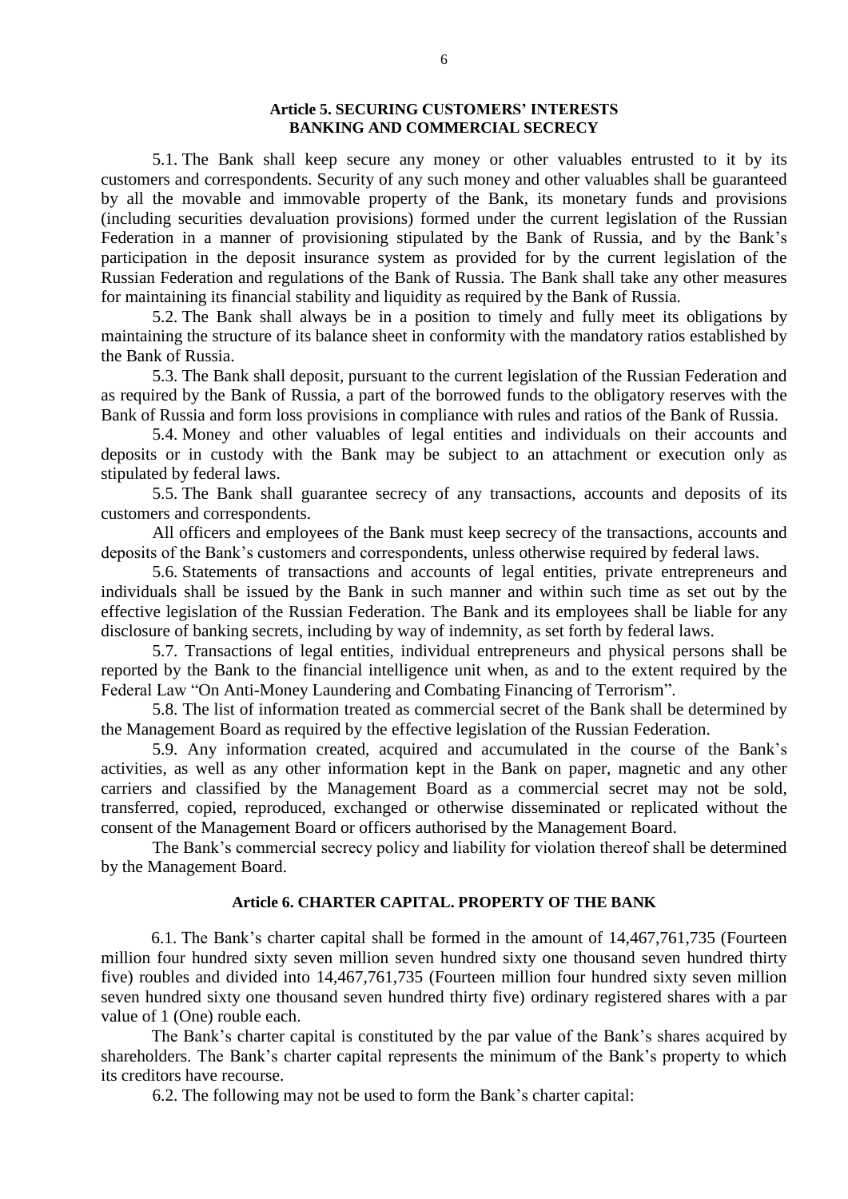### Article 5. SECURING CUSTOMERS' INTERESTS BANKING AND COMMERCIAL SECRECY

5.1. The Bank shall keep secure any money or other valuables entrusted to it by its customers and correspondents. Security of any such money and other valuables shall be guaranteed by all the movable and immovable property of the Bank, its monetary funds and provisions (including securities devaluation provisions) formed under the current legislation of the Russian Federation in a manner of provisioning stipulated by the Bank of Russia, and by the Bank's participation in the deposit insurance system as provided for by the current legislation of the Russian Federation and regulations of the Bank of Russia. The Bank shall take any other measures for maintaining its financial stability and liquidity as required by the Bank of Russia.

5.2. The Bank shall always be in a position to timely and fully meet its obligations by maintaining the structure of its balance sheet in conformity with the mandatory ratios established by the Bank of Russia.

5.3. The Bank shall deposit, pursuant to the current legislation of the Russian Federation and as required by the Bank of Russia, a part of the borrowed funds to the obligatory reserves with the Bank of Russia and form loss provisions in compliance with rules and ratios of the Bank of Russia.

5.4. Money and other valuables of legal entities and individuals on their accounts and deposits or in custody with the Bank may be subject to an attachment or execution only as stipulated by federal laws.

5.5. The Bank shall guarantee secrecy of any transactions, accounts and deposits of its customers and correspondents.

All officers and employees of the Bank must keep secrecy of the transactions, accounts and deposits of the Bank's customers and correspondents, unless otherwise required by federal laws.

5.6. Statements of transactions and accounts of legal entities, private entrepreneurs and individuals shall be issued by the Bank in such manner and within such time as set out by the effective legislation of the Russian Federation. The Bank and its employees shall be liable for any disclosure of banking secrets, including by way of indemnity, as set forth by federal laws.

5.7. Transactions of legal entities, individual entrepreneurs and physical persons shall be reported by the Bank to the financial intelligence unit when, as and to the extent required by the Federal Law "On Anti-Money Laundering and Combating Financing of Terrorism".

5.8. The list of information treated as commercial secret of the Bank shall be determined by the Management Board as required by the effective legislation of the Russian Federation.

5.9. Any information created, acquired and accumulated in the course of the Bank's activities, as well as any other information kept in the Bank on paper, magnetic and any other carriers and classified by the Management Board as a commercial secret may not be sold, transferred, copied, reproduced, exchanged or otherwise disseminated or replicated without the consent of the Management Board or officers authorised by the Management Board.

The Bank's commercial secrecy policy and liability for violation thereof shall be determined by the Management Board.

### Article 6. CHARTER CAPITAL. PROPERTY OF THE BANK

6.1. The Bank's charter capital shall be formed in the amount of 14,467,761,735 (Fourteen million four hundred sixty seven million seven hundred sixty one thousand seven hundred thirty five) roubles and divided into 14,467,761,735 (Fourteen million four hundred sixty seven million seven hundred sixty one thousand seven hundred thirty five) ordinary registered shares with a par value of 1 (One) rouble each.

The Bank's charter capital is constituted by the par value of the Bank's shares acquired by shareholders. The Bank's charter capital represents the minimum of the Bank's property to which its creditors have recourse.

6.2. The following may not be used to form the Bank's charter capital: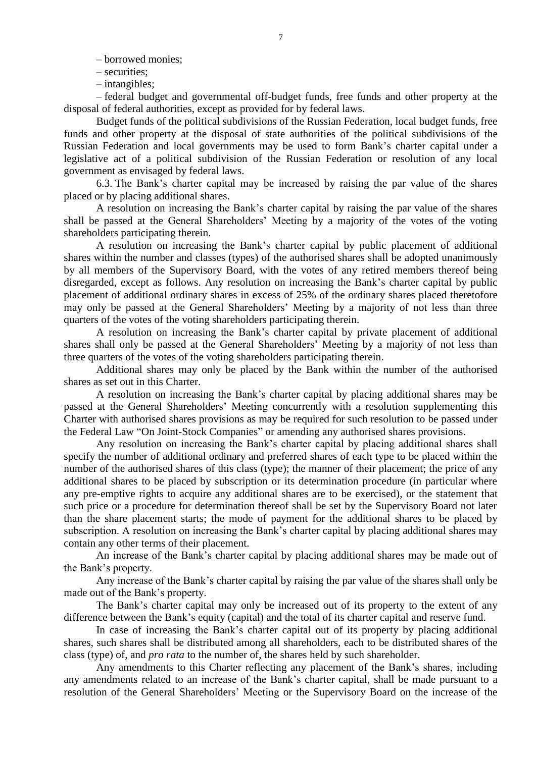– borrowed monies;

– securities;

– intangibles;

– federal budget and governmental off-budget funds, free funds and other property at the disposal of federal authorities, except as provided for by federal laws.

Budget funds of the political subdivisions of the Russian Federation, local budget funds, free funds and other property at the disposal of state authorities of the political subdivisions of the Russian Federation and local governments may be used to form Bank's charter capital under a legislative act of a political subdivision of the Russian Federation or resolution of any local government as envisaged by federal laws.

6.3. The Bank's charter capital may be increased by raising the par value of the shares placed or by placing additional shares.

A resolution on increasing the Bank's charter capital by raising the par value of the shares shall be passed at the General Shareholders' Meeting by a majority of the votes of the voting shareholders participating therein.

A resolution on increasing the Bank's charter capital by public placement of additional shares within the number and classes (types) of the authorised shares shall be adopted unanimously by all members of the Supervisory Board, with the votes of any retired members thereof being disregarded, except as follows. Any resolution on increasing the Bank's charter capital by public placement of additional ordinary shares in excess of 25% of the ordinary shares placed theretofore may only be passed at the General Shareholders' Meeting by a majority of not less than three quarters of the votes of the voting shareholders participating therein.

A resolution on increasing the Bank's charter capital by private placement of additional shares shall only be passed at the General Shareholders' Meeting by a majority of not less than three quarters of the votes of the voting shareholders participating therein.

Additional shares may only be placed by the Bank within the number of the authorised shares as set out in this Charter.

A resolution on increasing the Bank's charter capital by placing additional shares may be passed at the General Shareholders' Meeting concurrently with a resolution supplementing this Charter with authorised shares provisions as may be required for such resolution to be passed under the Federal Law "On Joint-Stock Companies" or amending any authorised shares provisions.

Any resolution on increasing the Bank's charter capital by placing additional shares shall specify the number of additional ordinary and preferred shares of each type to be placed within the number of the authorised shares of this class (type); the manner of their placement; the price of any additional shares to be placed by subscription or its determination procedure (in particular where any pre-emptive rights to acquire any additional shares are to be exercised), or the statement that such price or a procedure for determination thereof shall be set by the Supervisory Board not later than the share placement starts; the mode of payment for the additional shares to be placed by subscription. A resolution on increasing the Bank's charter capital by placing additional shares may contain any other terms of their placement.

An increase of the Bank's charter capital by placing additional shares may be made out of the Bank's property.

Any increase of the Bank's charter capital by raising the par value of the shares shall only be made out of the Bank's property.

The Bank's charter capital may only be increased out of its property to the extent of any difference between the Bank's equity (capital) and the total of its charter capital and reserve fund.

In case of increasing the Bank's charter capital out of its property by placing additional shares, such shares shall be distributed among all shareholders, each to be distributed shares of the class (type) of, and *pro rata* to the number of, the shares held by such shareholder.

Any amendments to this Charter reflecting any placement of the Bank's shares, including any amendments related to an increase of the Bank's charter capital, shall be made pursuant to a resolution of the General Shareholders' Meeting or the Supervisory Board on the increase of the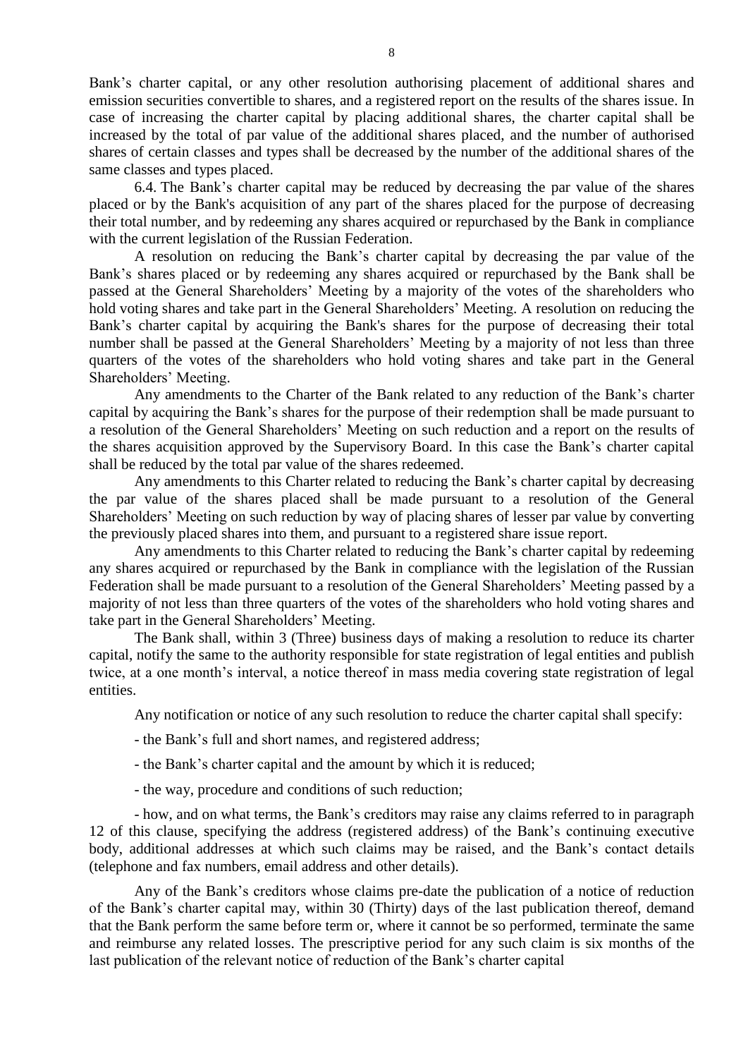Bank’s charter capital, or any other resolution authorising placement of additional shares and emission securities convertible to shares, and a registered report on the results of the shares issue. In case of increasing the charter capital by placing additional shares, the charter capital shall be increased by the total of par value of the additional shares placed, and the number of authorised shares of certain classes and types shall be decreased by the number of the additional shares of the same classes and types placed.

6.4. The Bank’s charter capital may be reduced by decreasing the par value of the shares placed or by the Bank's acquisition of any part of the shares placed for the purpose of decreasing their total number, and by redeeming any shares acquired or repurchased by the Bank in compliance with the current legislation of the Russian Federation.

A resolution on reducing the Bank’s charter capital by decreasing the par value of the Bank’s shares placed or by redeeming any shares acquired or repurchased by the Bank shall be passed at the General Shareholders’ Meeting by a majority of the votes of the shareholders who hold voting shares and take part in the General Shareholders’ Meeting. A resolution on reducing the Bank’s charter capital by acquiring the Bank's shares for the purpose of decreasing their total number shall be passed at the General Shareholders’ Meeting by a majority of not less than three quarters of the votes of the shareholders who hold voting shares and take part in the General Shareholders’ Meeting.

Any amendments to the Charter of the Bank related to any reduction of the Bank’s charter capital by acquiring the Bank’s shares for the purpose of their redemption shall be made pursuant to a resolution of the General Shareholders’ Meeting on such reduction and a report on the results of the shares acquisition approved by the Supervisory Board. In this case the Bank’s charter capital shall be reduced by the total par value of the shares redeemed.

Any amendments to this Charter related to reducing the Bank’s charter capital by decreasing the par value of the shares placed shall be made pursuant to a resolution of the General Shareholders’ Meeting on such reduction by way of placing shares of lesser par value by converting the previously placed shares into them, and pursuant to a registered share issue report.

Any amendments to this Charter related to reducing the Bank’s charter capital by redeeming any shares acquired or repurchased by the Bank in compliance with the legislation of the Russian Federation shall be made pursuant to a resolution of the General Shareholders’ Meeting passed by a majority of not less than three quarters of the votes of the shareholders who hold voting shares and take part in the General Shareholders’ Meeting.

The Bank shall, within 3 (Three) business days of making a resolution to reduce its charter capital, notify the same to the authority responsible for state registration of legal entities and publish twice, at a one month’s interval, a notice thereof in mass media covering state registration of legal entities.

Any notification or notice of any such resolution to reduce the charter capital shall specify:

- the Bank’s full and short names, and registered address;

- the Bank’s charter capital and the amount by which it is reduced;

- the way, procedure and conditions of such reduction;

- how, and on what terms, the Bank’s creditors may raise any claims referred to in paragraph 12 of this clause, specifying the address (registered address) of the Bank’s continuing executive body, additional addresses at which such claims may be raised, and the Bank’s contact details (telephone and fax numbers, email address and other details).

Any of the Bank’s creditors whose claims pre-date the publication of a notice of reduction of the Bank’s charter capital may, within 30 (Thirty) days of the last publication thereof, demand that the Bank perform the same before term or, where it cannot be so performed, terminate the same and reimburse any related losses. The prescriptive period for any such claim is six months of the last publication of the relevant notice of reduction of the Bank’s charter capital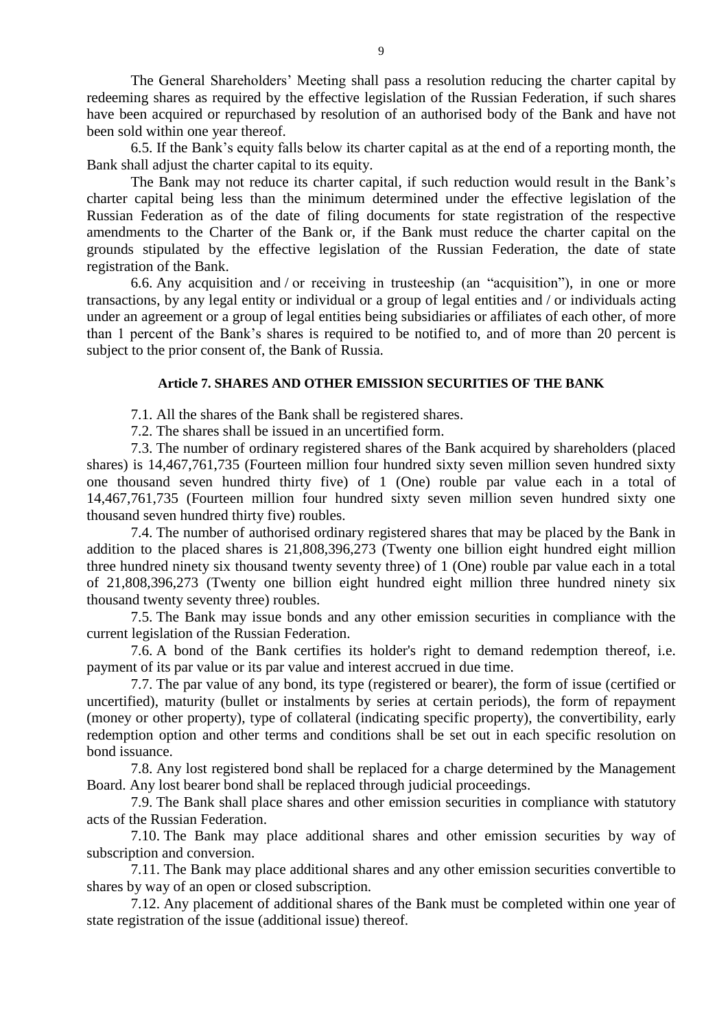The General Shareholders' Meeting shall pass a resolution reducing the charter capital by redeeming shares as required by the effective legislation of the Russian Federation, if such shares have been acquired or repurchased by resolution of an authorised body of the Bank and have not been sold within one year thereof.

6.5. If the Bank's equity falls below its charter capital as at the end of a reporting month, the Bank shall adjust the charter capital to its equity.

The Bank may not reduce its charter capital, if such reduction would result in the Bank's charter capital being less than the minimum determined under the effective legislation of the Russian Federation as of the date of filing documents for state registration of the respective amendments to the Charter of the Bank or, if the Bank must reduce the charter capital on the grounds stipulated by the effective legislation of the Russian Federation, the date of state registration of the Bank.

6.6. Any acquisition and / or receiving in trusteeship (an "acquisition"), in one or more transactions, by any legal entity or individual or a group of legal entities and / or individuals acting under an agreement or a group of legal entities being subsidiaries or affiliates of each other, of more than 1 percent of the Bank's shares is required to be notified to, and of more than 20 percent is subject to the prior consent of, the Bank of Russia.

**Article 7. SHARES AND OTHER EMISSION SECURITIES OF THE BANK**

7.1. All the shares of the Bank shall be registered shares.

7.2. The shares shall be issued in an uncertified form.

7.3. The number of ordinary registered shares of the Bank acquired by shareholders (placed shares) is 14,467,761,735 (Fourteen million four hundred sixty seven million seven hundred sixty one thousand seven hundred thirty five) of 1 (One) rouble par value each in a total of 14,467,761,735 (Fourteen million four hundred sixty seven million seven hundred sixty one thousand seven hundred thirty five) roubles.

7.4. The number of authorised ordinary registered shares that may be placed by the Bank in addition to the placed shares is 21,808,396,273 (Twenty one billion eight hundred eight million three hundred ninety six thousand twenty seventy three) of 1 (One) rouble par value each in a total of 21,808,396,273 (Twenty one billion eight hundred eight million three hundred ninety six thousand twenty seventy three) roubles.

7.5. The Bank may issue bonds and any other emission securities in compliance with the current legislation of the Russian Federation.

7.6. A bond of the Bank certifies its holder's right to demand redemption thereof, i.e. payment of its par value or its par value and interest accrued in due time.

7.7. The par value of any bond, its type (registered or bearer), the form of issue (certified or uncertified), maturity (bullet or instalments by series at certain periods), the form of repayment (money or other property), type of collateral (indicating specific property), the convertibility, early redemption option and other terms and conditions shall be set out in each specific resolution on bond issuance.

7.8. Any lost registered bond shall be replaced for a charge determined by the Management Board. Any lost bearer bond shall be replaced through judicial proceedings.

7.9. The Bank shall place shares and other emission securities in compliance with statutory acts of the Russian Federation.

7.10. The Bank may place additional shares and other emission securities by way of subscription and conversion.

7.11. The Bank may place additional shares and any other emission securities convertible to shares by way of an open or closed subscription.

7.12. Any placement of additional shares of the Bank must be completed within one year of state registration of the issue (additional issue) thereof.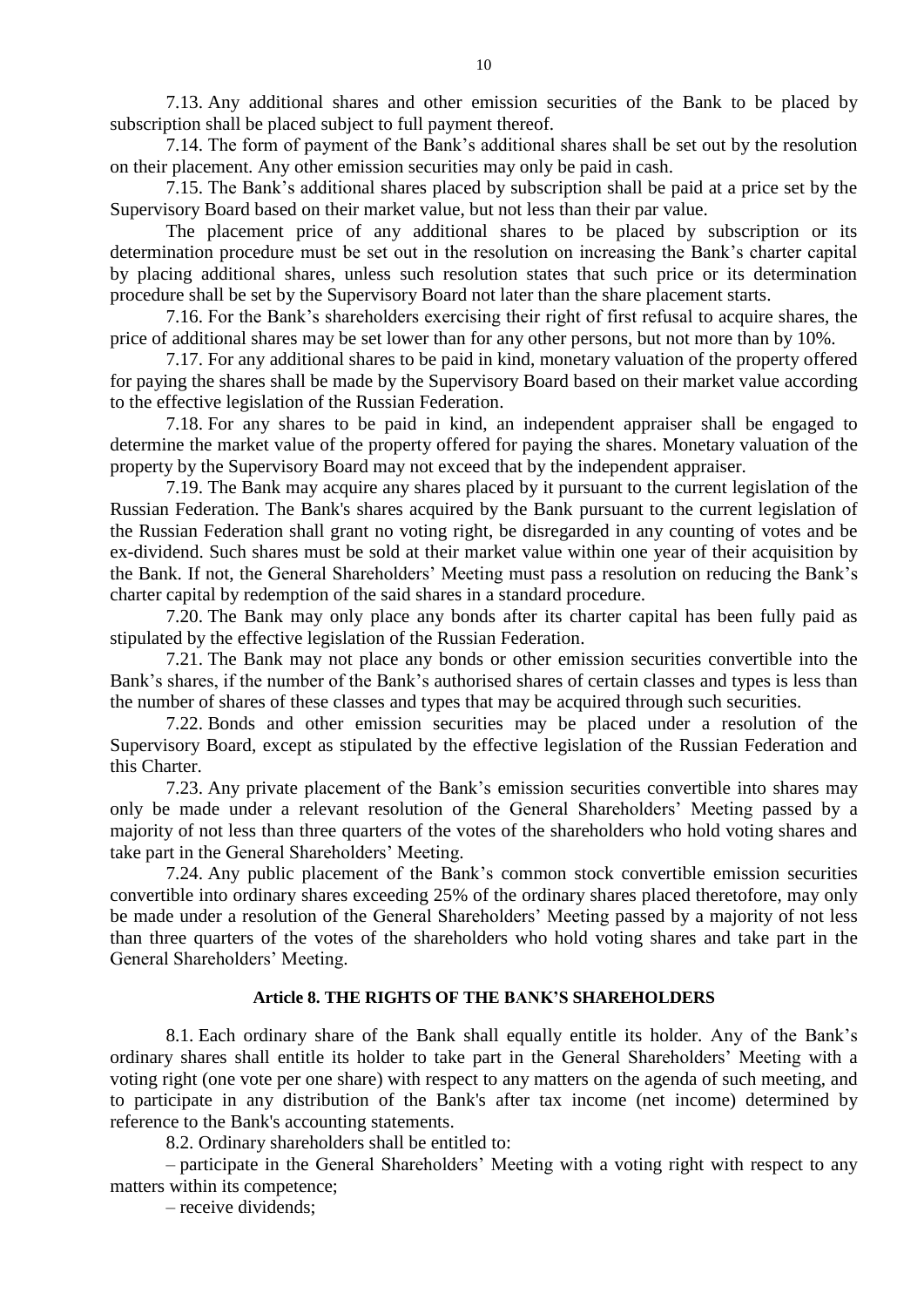7.13. Any additional shares and other emission securities of the Bank to be placed by subscription shall be placed subject to full payment thereof.

7.14. The form of payment of the Bank's additional shares shall be set out by the resolution on their placement. Any other emission securities may only be paid in cash.

7.15. The Bank's additional shares placed by subscription shall be paid at a price set by the Supervisory Board based on their market value, but not less than their par value.

The placement price of any additional shares to be placed by subscription or its determination procedure must be set out in the resolution on increasing the Bank's charter capital by placing additional shares, unless such resolution states that such price or its determination procedure shall be set by the Supervisory Board not later than the share placement starts.

7.16. For the Bank's shareholders exercising their right of first refusal to acquire shares, the price of additional shares may be set lower than for any other persons, but not more than by 10%.

7.17. For any additional shares to be paid in kind, monetary valuation of the property offered for paying the shares shall be made by the Supervisory Board based on their market value according to the effective legislation of the Russian Federation.

7.18. For any shares to be paid in kind, an independent appraiser shall be engaged to determine the market value of the property offered for paying the shares. Monetary valuation of the property by the Supervisory Board may not exceed that by the independent appraiser.

7.19. The Bank may acquire any shares placed by it pursuant to the current legislation of the Russian Federation. The Bank's shares acquired by the Bank pursuant to the current legislation of the Russian Federation shall grant no voting right, be disregarded in any counting of votes and be ex-dividend. Such shares must be sold at their market value within one year of their acquisition by the Bank. If not, the General Shareholders' Meeting must pass a resolution on reducing the Bank's charter capital by redemption of the said shares in a standard procedure.

7.20. The Bank may only place any bonds after its charter capital has been fully paid as stipulated by the effective legislation of the Russian Federation.

7.21. The Bank may not place any bonds or other emission securities convertible into the Bank's shares, if the number of the Bank's authorised shares of certain classes and types is less than the number of shares of these classes and types that may be acquired through such securities.

7.22. Bonds and other emission securities may be placed under a resolution of the Supervisory Board, except as stipulated by the effective legislation of the Russian Federation and this Charter.

7.23. Any private placement of the Bank's emission securities convertible into shares may only be made under a relevant resolution of the General Shareholders' Meeting passed by a majority of not less than three quarters of the votes of the shareholders who hold voting shares and take part in the General Shareholders' Meeting.

7.24. Any public placement of the Bank's common stock convertible emission securities convertible into ordinary shares exceeding 25% of the ordinary shares placed theretofore, may only be made under a resolution of the General Shareholders' Meeting passed by a majority of not less than three quarters of the votes of the shareholders who hold voting shares and take part in the General Shareholders' Meeting.

## Article 8. THE RIGHTS OF THE BANK'S SHAREHOLDERS

8.1. Each ordinary share of the Bank shall equally entitle its holder. Any of the Bank's ordinary shares shall entitle its holder to take part in the General Shareholders' Meeting with a voting right (one vote per one share) with respect to any matters on the agenda of such meeting, and to participate in any distribution of the Bank's after tax income (net income) determined by reference to the Bank's accounting statements.

8.2. Ordinary shareholders shall be entitled to:

– participate in the General Shareholders' Meeting with a voting right with respect to any matters within its competence;

– receive dividends;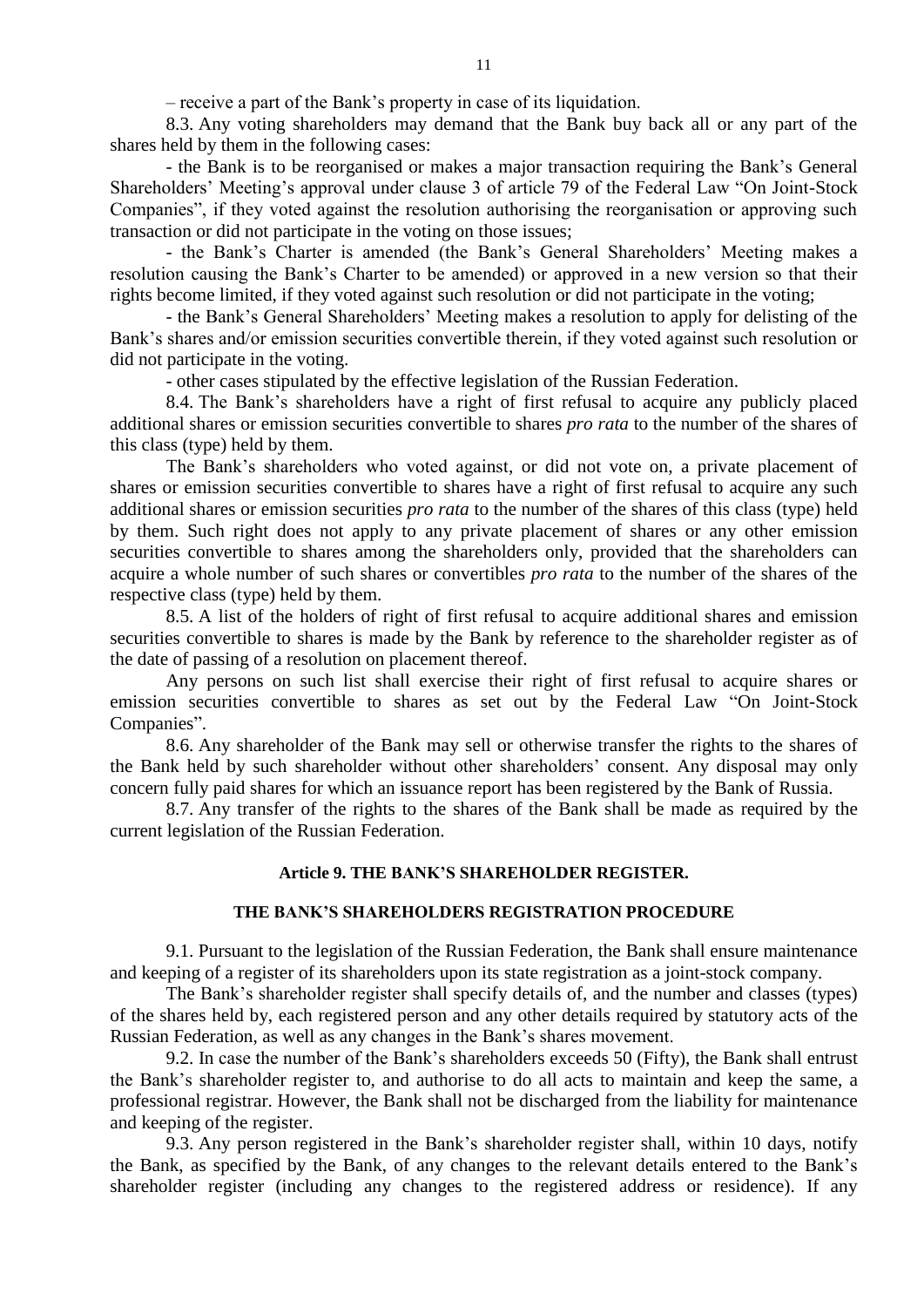– receive a part of the Bank's property in case of its liquidation.

8.3. Any voting shareholders may demand that the Bank buy back all or any part of the shares held by them in the following cases:

- the Bank is to be reorganised or makes a major transaction requiring the Bank's General Shareholders' Meeting's approval under clause 3 of article 79 of the Federal Law "On Joint-Stock Companies", if they voted against the resolution authorising the reorganisation or approving such transaction or did not participate in the voting on those issues;

- the Bank's Charter is amended (the Bank's General Shareholders' Meeting makes a resolution causing the Bank's Charter to be amended) or approved in a new version so that their rights become limited, if they voted against such resolution or did not participate in the voting;

- the Bank's General Shareholders' Meeting makes a resolution to apply for delisting of the Bank's shares and/or emission securities convertible therein, if they voted against such resolution or did not participate in the voting.

- other cases stipulated by the effective legislation of the Russian Federation.

8.4. The Bank's shareholders have a right of first refusal to acquire any publicly placed additional shares or emission securities convertible to shares *pro rata* to the number of the shares of this class (type) held by them.

The Bank's shareholders who voted against, or did not vote on, a private placement of shares or emission securities convertible to shares have a right of first refusal to acquire any such additional shares or emission securities *pro rata* to the number of the shares of this class (type) held by them. Such right does not apply to any private placement of shares or any other emission securities convertible to shares among the shareholders only, provided that the shareholders can acquire a whole number of such shares or convertibles *pro rata* to the number of the shares of the respective class (type) held by them.

8.5. A list of the holders of right of first refusal to acquire additional shares and emission securities convertible to shares is made by the Bank by reference to the shareholder register as of the date of passing of a resolution on placement thereof.

Any persons on such list shall exercise their right of first refusal to acquire shares or emission securities convertible to shares as set out by the Federal Law "On Joint-Stock Companies".

8.6. Any shareholder of the Bank may sell or otherwise transfer the rights to the shares of the Bank held by such shareholder without other shareholders' consent. Any disposal may only concern fully paid shares for which an issuance report has been registered by the Bank of Russia.

8.7. Any transfer of the rights to the shares of the Bank shall be made as required by the current legislation of the Russian Federation.

## Article 9. THE BANK'S SHAREHOLDER REGISTER.

## THE BANK'S SHAREHOLDERS REGISTRATION PROCEDURE

9.1. Pursuant to the legislation of the Russian Federation, the Bank shall ensure maintenance and keeping of a register of its shareholders upon its state registration as a joint-stock company.

The Bank's shareholder register shall specify details of, and the number and classes (types) of the shares held by, each registered person and any other details required by statutory acts of the Russian Federation, as well as any changes in the Bank's shares movement.

9.2. In case the number of the Bank's shareholders exceeds 50 (Fifty), the Bank shall entrust the Bank's shareholder register to, and authorise to do all acts to maintain and keep the same, a professional registrar. However, the Bank shall not be discharged from the liability for maintenance and keeping of the register.

9.3. Any person registered in the Bank's shareholder register shall, within 10 days, notify the Bank, as specified by the Bank, of any changes to the relevant details entered to the Bank's shareholder register (including any changes to the registered address or residence). If any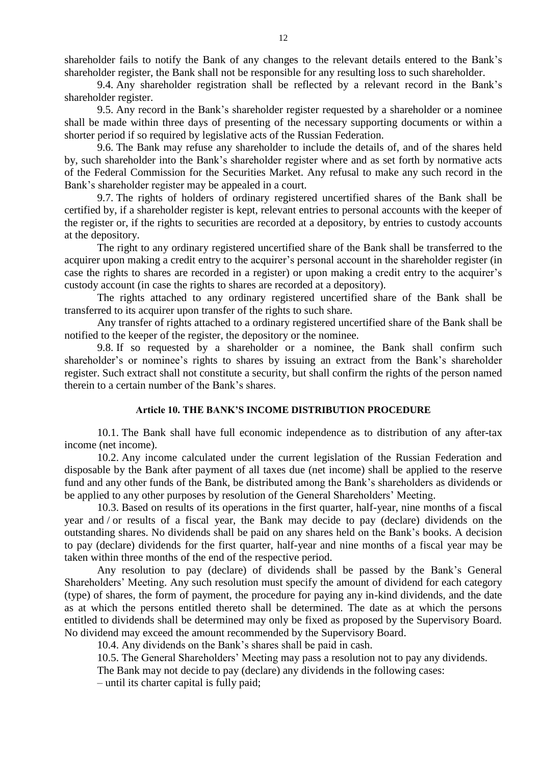shareholder fails to notify the Bank of any changes to the relevant details entered to the Bank's shareholder register, the Bank shall not be responsible for any resulting loss to such shareholder.

9.4. Any shareholder registration shall be reflected by a relevant record in the Bank's shareholder register.

9.5. Any record in the Bank's shareholder register requested by a shareholder or a nominee shall be made within three days of presenting of the necessary supporting documents or within a shorter period if so required by legislative acts of the Russian Federation.

9.6. The Bank may refuse any shareholder to include the details of, and of the shares held by, such shareholder into the Bank's shareholder register where and as set forth by normative acts of the Federal Commission for the Securities Market. Any refusal to make any such record in the Bank's shareholder register may be appealed in a court.

9.7. The rights of holders of ordinary registered uncertified shares of the Bank shall be certified by, if a shareholder register is kept, relevant entries to personal accounts with the keeper of the register or, if the rights to securities are recorded at a depository, by entries to custody accounts at the depository.

The right to any ordinary registered uncertified share of the Bank shall be transferred to the acquirer upon making a credit entry to the acquirer's personal account in the shareholder register (in case the rights to shares are recorded in a register) or upon making a credit entry to the acquirer's custody account (in case the rights to shares are recorded at a depository).

The rights attached to any ordinary registered uncertified share of the Bank shall be transferred to its acquirer upon transfer of the rights to such share.

Any transfer of rights attached to a ordinary registered uncertified share of the Bank shall be notified to the keeper of the register, the depository or the nominee.

9.8. If so requested by a shareholder or a nominee, the Bank shall confirm such shareholder's or nominee's rights to shares by issuing an extract from the Bank's shareholder register. Such extract shall not constitute a security, but shall confirm the rights of the person named therein to a certain number of the Bank's shares.

### Article 10. THE BANK'S INCOME DISTRIBUTION PROCEDURE

10.1. The Bank shall have full economic independence as to distribution of any after-tax income (net income).

10.2. Any income calculated under the current legislation of the Russian Federation and disposable by the Bank after payment of all taxes due (net income) shall be applied to the reserve fund and any other funds of the Bank, be distributed among the Bank's shareholders as dividends or be applied to any other purposes by resolution of the General Shareholders' Meeting.

10.3. Based on results of its operations in the first quarter, half-year, nine months of a fiscal year and / or results of a fiscal year, the Bank may decide to pay (declare) dividends on the outstanding shares. No dividends shall be paid on any shares held on the Bank's books. A decision to pay (declare) dividends for the first quarter, half-year and nine months of a fiscal year may be taken within three months of the end of the respective period.

Any resolution to pay (declare) of dividends shall be passed by the Bank's General Shareholders' Meeting. Any such resolution must specify the amount of dividend for each category (type) of shares, the form of payment, the procedure for paying any in-kind dividends, and the date as at which the persons entitled thereto shall be determined. The date as at which the persons entitled to dividends shall be determined may only be fixed as proposed by the Supervisory Board. No dividend may exceed the amount recommended by the Supervisory Board.

10.4. Any dividends on the Bank's shares shall be paid in cash.

10.5. The General Shareholders' Meeting may pass a resolution not to pay any dividends.

The Bank may not decide to pay (declare) any dividends in the following cases:

– until its charter capital is fully paid;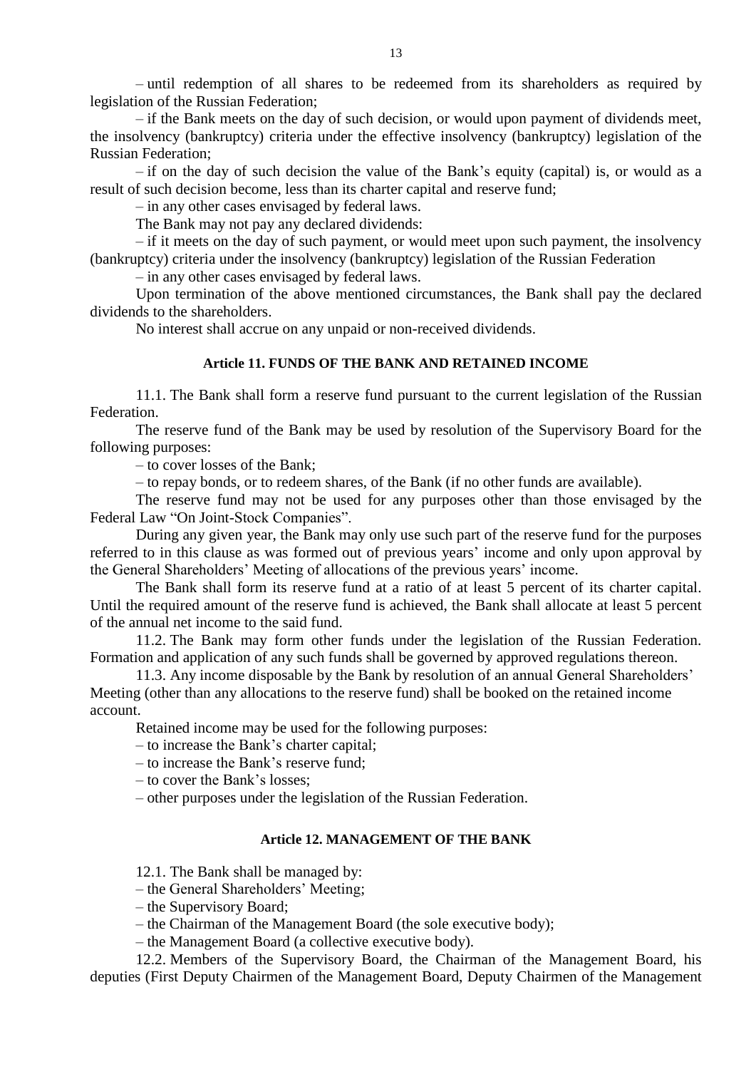– until redemption of all shares to be redeemed from its shareholders as required by legislation of the Russian Federation;

– if the Bank meets on the day of such decision, or would upon payment of dividends meet, the insolvency (bankruptcy) criteria under the effective insolvency (bankruptcy) legislation of the Russian Federation;

– if on the day of such decision the value of the Bank's equity (capital) is, or would as a result of such decision become, less than its charter capital and reserve fund;

– in any other cases envisaged by federal laws.

The Bank may not pay any declared dividends:

– if it meets on the day of such payment, or would meet upon such payment, the insolvency (bankruptcy) criteria under the insolvency (bankruptcy) legislation of the Russian Federation

– in any other cases envisaged by federal laws.

Upon termination of the above mentioned circumstances, the Bank shall pay the declared dividends to the shareholders.

No interest shall accrue on any unpaid or non-received dividends.

## Article 11. FUNDS OF THE BANK AND RETAINED INCOME

11.1. The Bank shall form a reserve fund pursuant to the current legislation of the Russian Federation.

The reserve fund of the Bank may be used by resolution of the Supervisory Board for the following purposes:

– to cover losses of the Bank;

– to repay bonds, or to redeem shares, of the Bank (if no other funds are available).

The reserve fund may not be used for any purposes other than those envisaged by the Federal Law "On Joint-Stock Companies".

During any given year, the Bank may only use such part of the reserve fund for the purposes referred to in this clause as was formed out of previous years' income and only upon approval by the General Shareholders' Meeting of allocations of the previous years' income.

The Bank shall form its reserve fund at a ratio of at least 5 percent of its charter capital. Until the required amount of the reserve fund is achieved, the Bank shall allocate at least 5 percent of the annual net income to the said fund.

11.2. The Bank may form other funds under the legislation of the Russian Federation. Formation and application of any such funds shall be governed by approved regulations thereon.

11.3. Any income disposable by the Bank by resolution of an annual General Shareholders' Meeting (other than any allocations to the reserve fund) shall be booked on the retained income account.

Retained income may be used for the following purposes:

– to increase the Bank's charter capital;

– to increase the Bank's reserve fund;

– to cover the Bank's losses;

– other purposes under the legislation of the Russian Federation.

## Article 12. MANAGEMENT OF THE BANK

12.1. The Bank shall be managed by:

– the General Shareholders' Meeting;

– the Supervisory Board;

– the Chairman of the Management Board (the sole executive body);

– the Management Board (a collective executive body).

12.2. Members of the Supervisory Board, the Chairman of the Management Board, his deputies (First Deputy Chairmen of the Management Board, Deputy Chairmen of the Management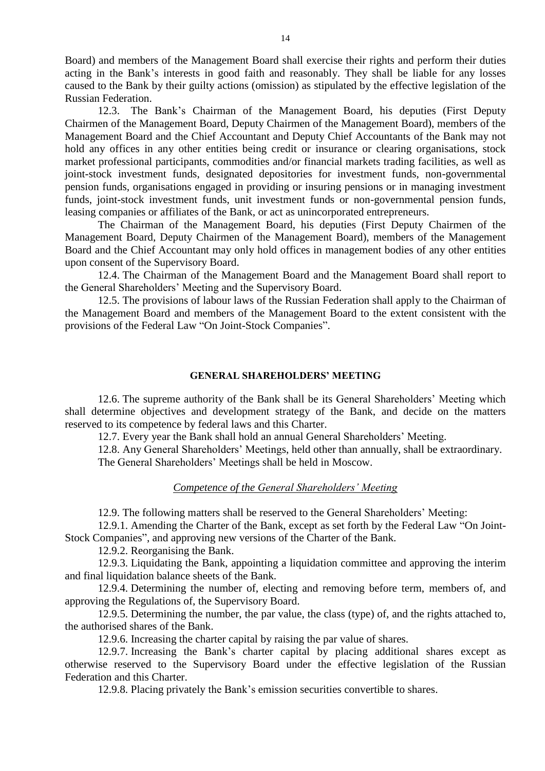Board) and members of the Management Board shall exercise their rights and perform their duties acting in the Bank's interests in good faith and reasonably. They shall be liable for any losses caused to the Bank by their guilty actions (omission) as stipulated by the effective legislation of the Russian Federation.

12.3. The Bank's Chairman of the Management Board, his deputies (First Deputy Chairmen of the Management Board, Deputy Chairmen of the Management Board), members of the Management Board and the Chief Accountant and Deputy Chief Accountants of the Bank may not hold any offices in any other entities being credit or insurance or clearing organisations, stock market professional participants, commodities and/or financial markets trading facilities, as well as joint-stock investment funds, designated depositories for investment funds, non-governmental pension funds, organisations engaged in providing or insuring pensions or in managing investment funds, joint-stock investment funds, unit investment funds or non-governmental pension funds, leasing companies or affiliates of the Bank, or act as unincorporated entrepreneurs.

The Chairman of the Management Board, his deputies (First Deputy Chairmen of the Management Board, Deputy Chairmen of the Management Board), members of the Management Board and the Chief Accountant may only hold offices in management bodies of any other entities upon consent of the Supervisory Board.

12.4. The Chairman of the Management Board and the Management Board shall report to the General Shareholders' Meeting and the Supervisory Board.

12.5. The provisions of labour laws of the Russian Federation shall apply to the Chairman of the Management Board and members of the Management Board to the extent consistent with the provisions of the Federal Law "On Joint-Stock Companies".

## GENERAL SHAREHOLDERS' MEETING

12.6. The supreme authority of the Bank shall be its General Shareholders' Meeting which shall determine objectives and development strategy of the Bank, and decide on the matters reserved to its competence by federal laws and this Charter.

12.7. Every year the Bank shall hold an annual General Shareholders' Meeting.

12.8. Any General Shareholders' Meetings, held other than annually, shall be extraordinary.

The General Shareholders' Meetings shall be held in Moscow.

### *Competence of the General Shareholders' Meeting*

12.9. The following matters shall be reserved to the General Shareholders' Meeting:

12.9.1. Amending the Charter of the Bank, except as set forth by the Federal Law "On Joint-Stock Companies", and approving new versions of the Charter of the Bank.

12.9.2. Reorganising the Bank.

12.9.3. Liquidating the Bank, appointing a liquidation committee and approving the interim and final liquidation balance sheets of the Bank.

12.9.4. Determining the number of, electing and removing before term, members of, and approving the Regulations of, the Supervisory Board.

12.9.5. Determining the number, the par value, the class (type) of, and the rights attached to, the authorised shares of the Bank.

12.9.6. Increasing the charter capital by raising the par value of shares.

12.9.7. Increasing the Bank's charter capital by placing additional shares except as otherwise reserved to the Supervisory Board under the effective legislation of the Russian Federation and this Charter.

12.9.8. Placing privately the Bank's emission securities convertible to shares.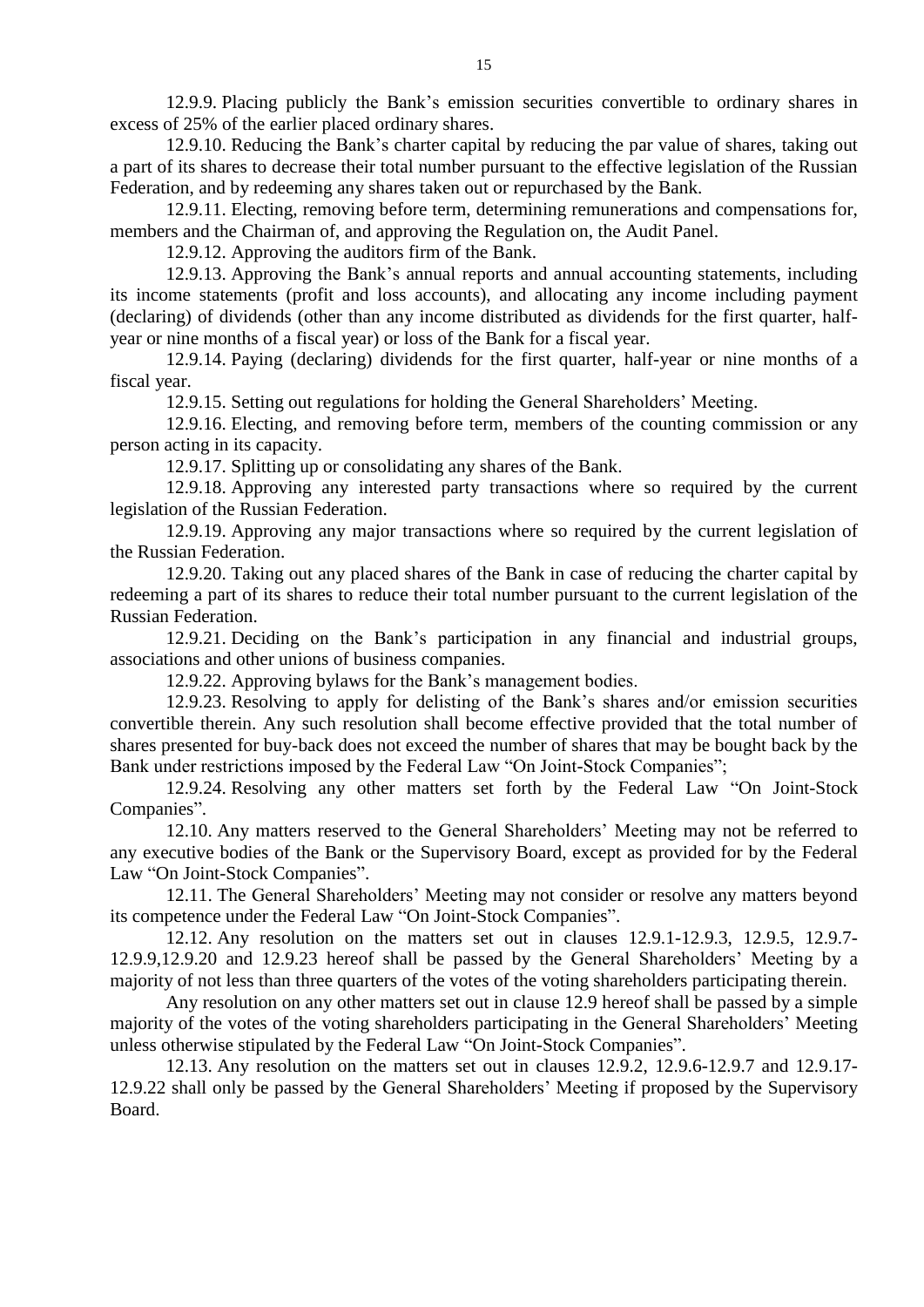12.9.9. Placing publicly the Bank's emission securities convertible to ordinary shares in excess of 25% of the earlier placed ordinary shares.

12.9.10. Reducing the Bank's charter capital by reducing the par value of shares, taking out a part of its shares to decrease their total number pursuant to the effective legislation of the Russian Federation, and by redeeming any shares taken out or repurchased by the Bank.

12.9.11. Electing, removing before term, determining remunerations and compensations for, members and the Chairman of, and approving the Regulation on, the Audit Panel.

12.9.12. Approving the auditors firm of the Bank.

12.9.13. Approving the Bank's annual reports and annual accounting statements, including its income statements (profit and loss accounts), and allocating any income including payment (declaring) of dividends (other than any income distributed as dividends for the first quarter, half-year or nine months of a fiscal year) or loss of the Bank for a fiscal year.

12.9.14. Paying (declaring) dividends for the first quarter, half-year or nine months of a fiscal year.

12.9.15. Setting out regulations for holding the General Shareholders' Meeting.

12.9.16. Electing, and removing before term, members of the counting commission or any person acting in its capacity.

12.9.17. Splitting up or consolidating any shares of the Bank.

12.9.18. Approving any interested party transactions where so required by the current legislation of the Russian Federation.

12.9.19. Approving any major transactions where so required by the current legislation of the Russian Federation.

12.9.20. Taking out any placed shares of the Bank in case of reducing the charter capital by redeeming a part of its shares to reduce their total number pursuant to the current legislation of the Russian Federation.

12.9.21. Deciding on the Bank's participation in any financial and industrial groups, associations and other unions of business companies.

12.9.22. Approving bylaws for the Bank's management bodies.

12.9.23. Resolving to apply for delisting of the Bank's shares and/or emission securities convertible therein. Any such resolution shall become effective provided that the total number of shares presented for buy-back does not exceed the number of shares that may be bought back by the Bank under restrictions imposed by the Federal Law "On Joint-Stock Companies";

12.9.24. Resolving any other matters set forth by the Federal Law "On Joint-Stock Companies".

12.10. Any matters reserved to the General Shareholders' Meeting may not be referred to any executive bodies of the Bank or the Supervisory Board, except as provided for by the Federal Law "On Joint-Stock Companies".

12.11. The General Shareholders' Meeting may not consider or resolve any matters beyond its competence under the Federal Law "On Joint-Stock Companies".

12.12. Any resolution on the matters set out in clauses 12.9.1-12.9.3, 12.9.5, 12.9.7-12.9.9,12.9.20 and 12.9.23 hereof shall be passed by the General Shareholders' Meeting by a majority of not less than three quarters of the votes of the voting shareholders participating therein.

Any resolution on any other matters set out in clause 12.9 hereof shall be passed by a simple majority of the votes of the voting shareholders participating in the General Shareholders' Meeting unless otherwise stipulated by the Federal Law "On Joint-Stock Companies".

12.13. Any resolution on the matters set out in clauses 12.9.2, 12.9.6-12.9.7 and 12.9.17-12.9.22 shall only be passed by the General Shareholders' Meeting if proposed by the Supervisory Board.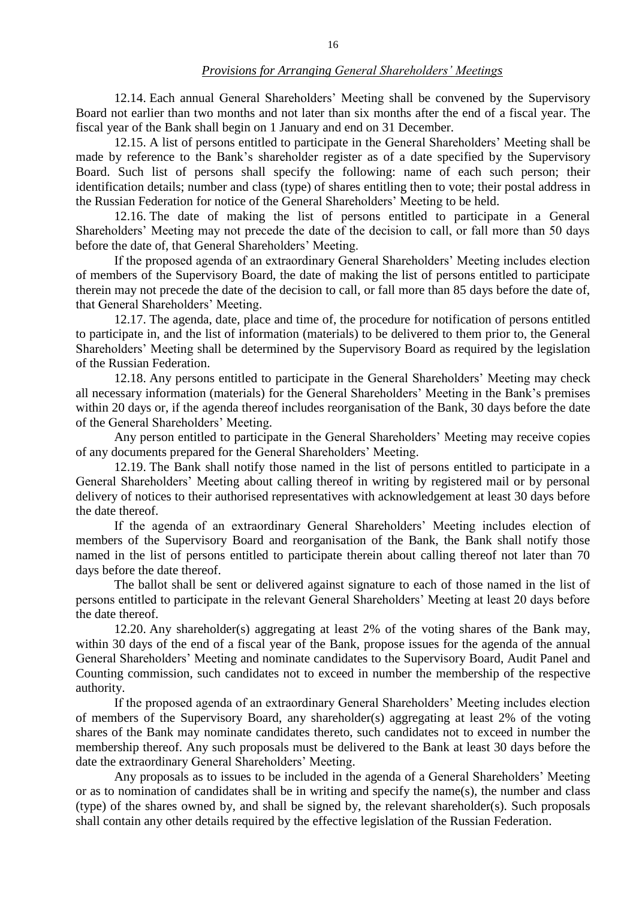*Provisions for Arranging General Shareholders' Meetings*

12.14. Each annual General Shareholders' Meeting shall be convened by the Supervisory Board not earlier than two months and not later than six months after the end of a fiscal year. The fiscal year of the Bank shall begin on 1 January and end on 31 December.

12.15. A list of persons entitled to participate in the General Shareholders' Meeting shall be made by reference to the Bank's shareholder register as of a date specified by the Supervisory Board. Such list of persons shall specify the following: name of each such person; their identification details; number and class (type) of shares entitling then to vote; their postal address in the Russian Federation for notice of the General Shareholders' Meeting to be held.

12.16. The date of making the list of persons entitled to participate in a General Shareholders' Meeting may not precede the date of the decision to call, or fall more than 50 days before the date of, that General Shareholders' Meeting.

If the proposed agenda of an extraordinary General Shareholders' Meeting includes election of members of the Supervisory Board, the date of making the list of persons entitled to participate therein may not precede the date of the decision to call, or fall more than 85 days before the date of, that General Shareholders' Meeting.

12.17. The agenda, date, place and time of, the procedure for notification of persons entitled to participate in, and the list of information (materials) to be delivered to them prior to, the General Shareholders' Meeting shall be determined by the Supervisory Board as required by the legislation of the Russian Federation.

12.18. Any persons entitled to participate in the General Shareholders' Meeting may check all necessary information (materials) for the General Shareholders' Meeting in the Bank's premises within 20 days or, if the agenda thereof includes reorganisation of the Bank, 30 days before the date of the General Shareholders' Meeting.

Any person entitled to participate in the General Shareholders' Meeting may receive copies of any documents prepared for the General Shareholders' Meeting.

12.19. The Bank shall notify those named in the list of persons entitled to participate in a General Shareholders' Meeting about calling thereof in writing by registered mail or by personal delivery of notices to their authorised representatives with acknowledgement at least 30 days before the date thereof.

If the agenda of an extraordinary General Shareholders' Meeting includes election of members of the Supervisory Board and reorganisation of the Bank, the Bank shall notify those named in the list of persons entitled to participate therein about calling thereof not later than 70 days before the date thereof.

The ballot shall be sent or delivered against signature to each of those named in the list of persons entitled to participate in the relevant General Shareholders' Meeting at least 20 days before the date thereof.

12.20. Any shareholder(s) aggregating at least 2% of the voting shares of the Bank may, within 30 days of the end of a fiscal year of the Bank, propose issues for the agenda of the annual General Shareholders' Meeting and nominate candidates to the Supervisory Board, Audit Panel and Counting commission, such candidates not to exceed in number the membership of the respective authority.

If the proposed agenda of an extraordinary General Shareholders' Meeting includes election of members of the Supervisory Board, any shareholder(s) aggregating at least 2% of the voting shares of the Bank may nominate candidates thereto, such candidates not to exceed in number the membership thereof. Any such proposals must be delivered to the Bank at least 30 days before the date the extraordinary General Shareholders' Meeting.

Any proposals as to issues to be included in the agenda of a General Shareholders' Meeting or as to nomination of candidates shall be in writing and specify the name(s), the number and class (type) of the shares owned by, and shall be signed by, the relevant shareholder(s). Such proposals shall contain any other details required by the effective legislation of the Russian Federation.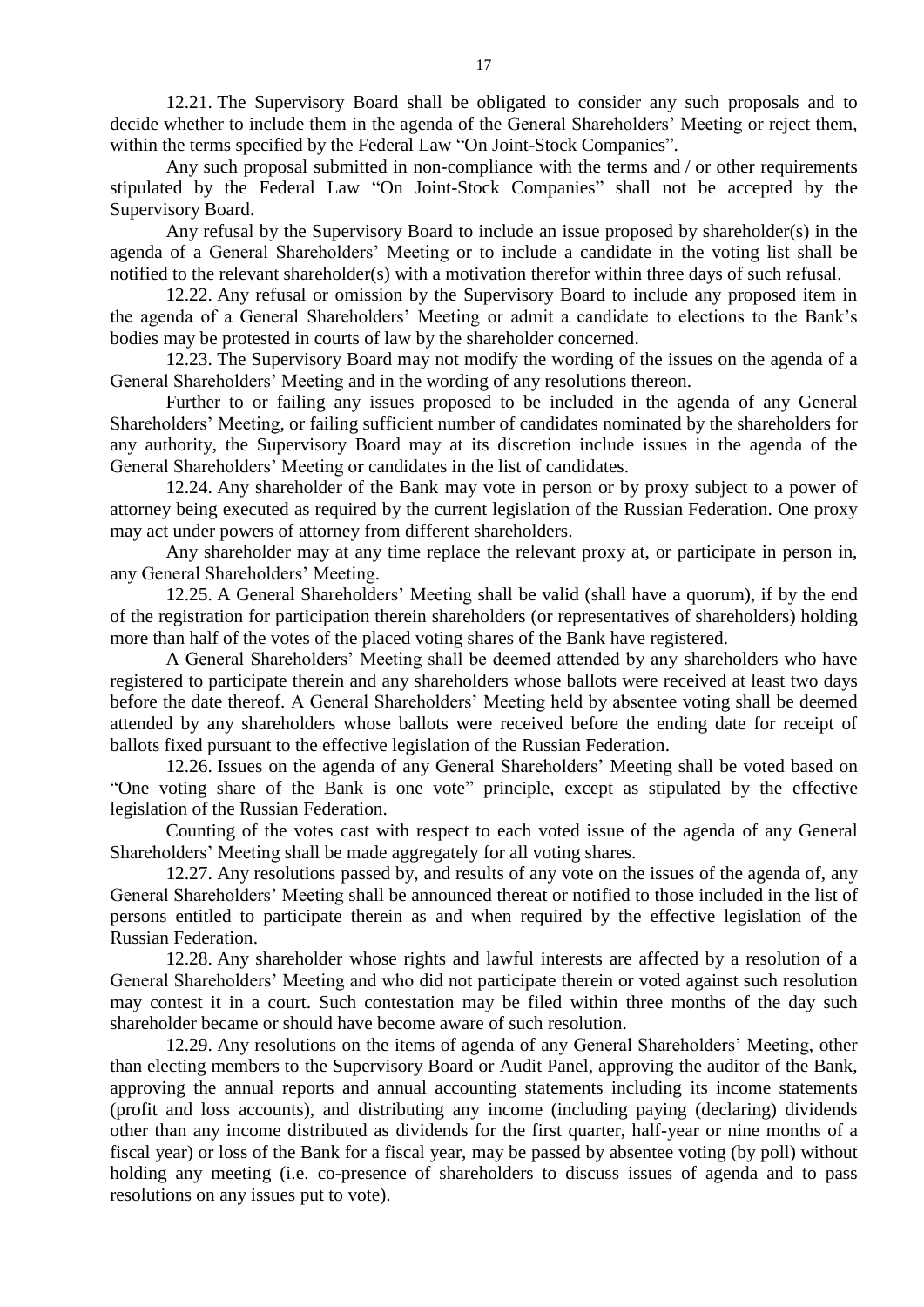12.21. The Supervisory Board shall be obligated to consider any such proposals and to decide whether to include them in the agenda of the General Shareholders' Meeting or reject them, within the terms specified by the Federal Law "On Joint-Stock Companies".

Any such proposal submitted in non-compliance with the terms and / or other requirements stipulated by the Federal Law "On Joint-Stock Companies" shall not be accepted by the Supervisory Board.

Any refusal by the Supervisory Board to include an issue proposed by shareholder(s) in the agenda of a General Shareholders' Meeting or to include a candidate in the voting list shall be notified to the relevant shareholder(s) with a motivation therefor within three days of such refusal.

12.22. Any refusal or omission by the Supervisory Board to include any proposed item in the agenda of a General Shareholders' Meeting or admit a candidate to elections to the Bank's bodies may be protested in courts of law by the shareholder concerned.

12.23. The Supervisory Board may not modify the wording of the issues on the agenda of a General Shareholders' Meeting and in the wording of any resolutions thereon.

Further to or failing any issues proposed to be included in the agenda of any General Shareholders' Meeting, or failing sufficient number of candidates nominated by the shareholders for any authority, the Supervisory Board may at its discretion include issues in the agenda of the General Shareholders' Meeting or candidates in the list of candidates.

12.24. Any shareholder of the Bank may vote in person or by proxy subject to a power of attorney being executed as required by the current legislation of the Russian Federation. One proxy may act under powers of attorney from different shareholders.

Any shareholder may at any time replace the relevant proxy at, or participate in person in, any General Shareholders' Meeting.

12.25. A General Shareholders' Meeting shall be valid (shall have a quorum), if by the end of the registration for participation therein shareholders (or representatives of shareholders) holding more than half of the votes of the placed voting shares of the Bank have registered.

A General Shareholders' Meeting shall be deemed attended by any shareholders who have registered to participate therein and any shareholders whose ballots were received at least two days before the date thereof. A General Shareholders' Meeting held by absentee voting shall be deemed attended by any shareholders whose ballots were received before the ending date for receipt of ballots fixed pursuant to the effective legislation of the Russian Federation.

12.26. Issues on the agenda of any General Shareholders' Meeting shall be voted based on "One voting share of the Bank is one vote" principle, except as stipulated by the effective legislation of the Russian Federation.

Counting of the votes cast with respect to each voted issue of the agenda of any General Shareholders' Meeting shall be made aggregately for all voting shares.

12.27. Any resolutions passed by, and results of any vote on the issues of the agenda of, any General Shareholders' Meeting shall be announced thereat or notified to those included in the list of persons entitled to participate therein as and when required by the effective legislation of the Russian Federation.

12.28. Any shareholder whose rights and lawful interests are affected by a resolution of a General Shareholders' Meeting and who did not participate therein or voted against such resolution may contest it in a court. Such contestation may be filed within three months of the day such shareholder became or should have become aware of such resolution.

12.29. Any resolutions on the items of agenda of any General Shareholders' Meeting, other than electing members to the Supervisory Board or Audit Panel, approving the auditor of the Bank, approving the annual reports and annual accounting statements including its income statements (profit and loss accounts), and distributing any income (including paying (declaring) dividends other than any income distributed as dividends for the first quarter, half-year or nine months of a fiscal year) or loss of the Bank for a fiscal year, may be passed by absentee voting (by poll) without holding any meeting (i.e. co-presence of shareholders to discuss issues of agenda and to pass resolutions on any issues put to vote).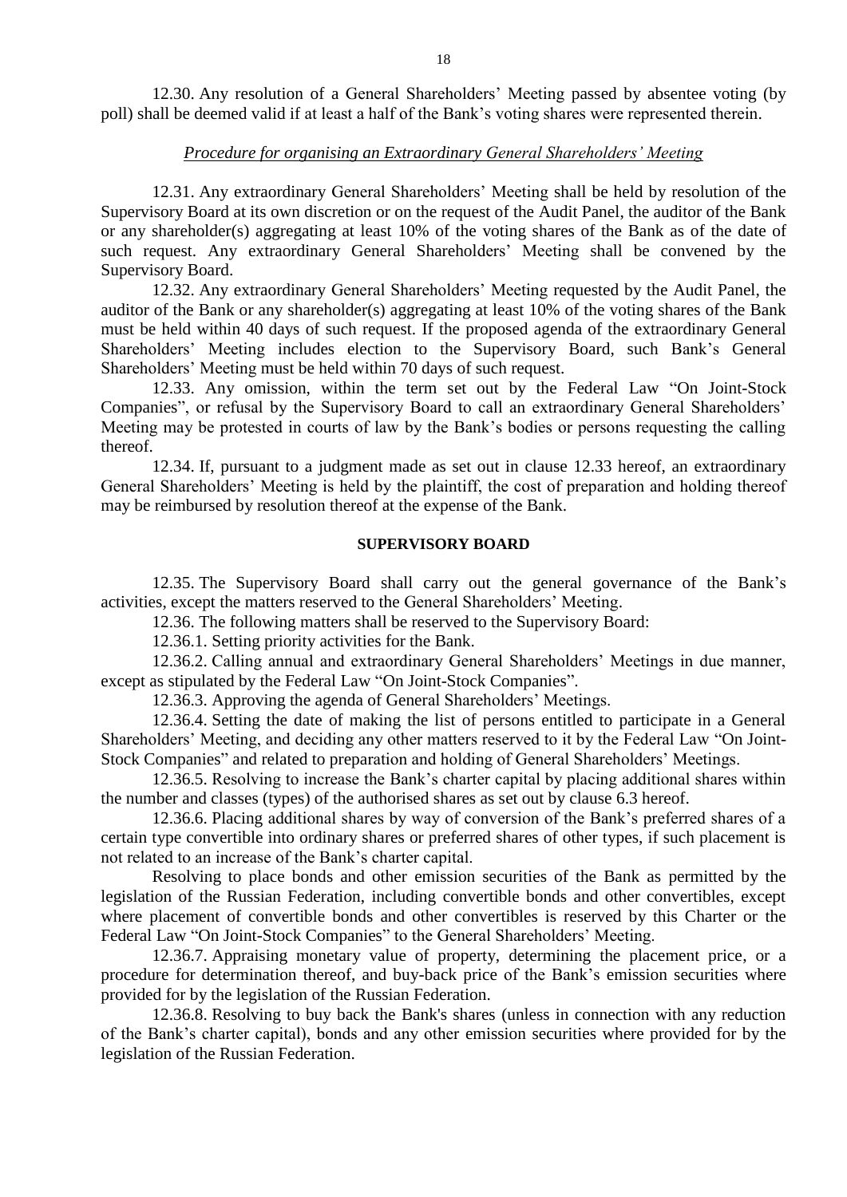12.30. Any resolution of a General Shareholders' Meeting passed by absentee voting (by poll) shall be deemed valid if at least a half of the Bank's voting shares were represented therein.

*Procedure for organising an Extraordinary General Shareholders' Meeting*

12.31. Any extraordinary General Shareholders' Meeting shall be held by resolution of the Supervisory Board at its own discretion or on the request of the Audit Panel, the auditor of the Bank or any shareholder(s) aggregating at least 10% of the voting shares of the Bank as of the date of such request. Any extraordinary General Shareholders' Meeting shall be convened by the Supervisory Board.

12.32. Any extraordinary General Shareholders' Meeting requested by the Audit Panel, the auditor of the Bank or any shareholder(s) aggregating at least 10% of the voting shares of the Bank must be held within 40 days of such request. If the proposed agenda of the extraordinary General Shareholders' Meeting includes election to the Supervisory Board, such Bank's General Shareholders' Meeting must be held within 70 days of such request.

12.33. Any omission, within the term set out by the Federal Law "On Joint-Stock Companies", or refusal by the Supervisory Board to call an extraordinary General Shareholders' Meeting may be protested in courts of law by the Bank's bodies or persons requesting the calling thereof.

12.34. If, pursuant to a judgment made as set out in clause 12.33 hereof, an extraordinary General Shareholders' Meeting is held by the plaintiff, the cost of preparation and holding thereof may be reimbursed by resolution thereof at the expense of the Bank.

**SUPERVISORY BOARD**

12.35. The Supervisory Board shall carry out the general governance of the Bank's activities, except the matters reserved to the General Shareholders' Meeting.

12.36. The following matters shall be reserved to the Supervisory Board:

12.36.1. Setting priority activities for the Bank.

12.36.2. Calling annual and extraordinary General Shareholders' Meetings in due manner, except as stipulated by the Federal Law "On Joint-Stock Companies".

12.36.3. Approving the agenda of General Shareholders' Meetings.

12.36.4. Setting the date of making the list of persons entitled to participate in a General Shareholders' Meeting, and deciding any other matters reserved to it by the Federal Law "On Joint-Stock Companies" and related to preparation and holding of General Shareholders' Meetings.

12.36.5. Resolving to increase the Bank's charter capital by placing additional shares within the number and classes (types) of the authorised shares as set out by clause 6.3 hereof.

12.36.6. Placing additional shares by way of conversion of the Bank's preferred shares of a certain type convertible into ordinary shares or preferred shares of other types, if such placement is not related to an increase of the Bank's charter capital.

Resolving to place bonds and other emission securities of the Bank as permitted by the legislation of the Russian Federation, including convertible bonds and other convertibles, except where placement of convertible bonds and other convertibles is reserved by this Charter or the Federal Law "On Joint-Stock Companies" to the General Shareholders' Meeting.

12.36.7. Appraising monetary value of property, determining the placement price, or a procedure for determination thereof, and buy-back price of the Bank's emission securities where provided for by the legislation of the Russian Federation.

12.36.8. Resolving to buy back the Bank's shares (unless in connection with any reduction of the Bank's charter capital), bonds and any other emission securities where provided for by the legislation of the Russian Federation.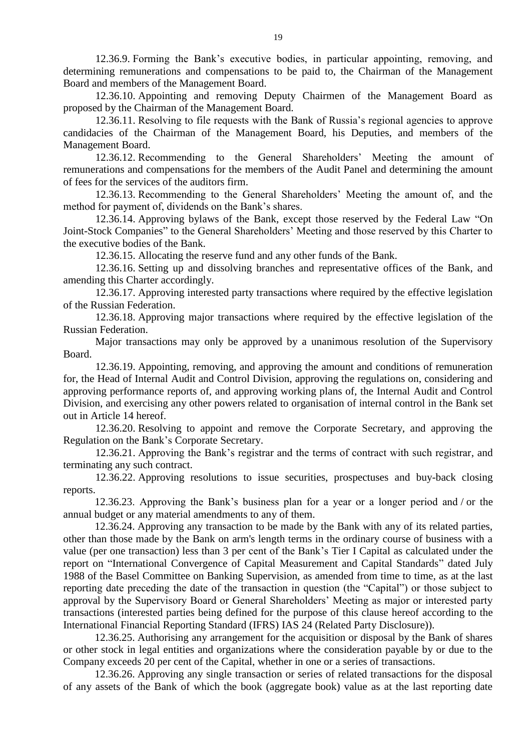12.36.9. Forming the Bank's executive bodies, in particular appointing, removing, and determining remunerations and compensations to be paid to, the Chairman of the Management Board and members of the Management Board.

12.36.10. Appointing and removing Deputy Chairmen of the Management Board as proposed by the Chairman of the Management Board.

12.36.11. Resolving to file requests with the Bank of Russia's regional agencies to approve candidacies of the Chairman of the Management Board, his Deputies, and members of the Management Board.

12.36.12. Recommending to the General Shareholders' Meeting the amount of remunerations and compensations for the members of the Audit Panel and determining the amount of fees for the services of the auditors firm.

12.36.13. Recommending to the General Shareholders' Meeting the amount of, and the method for payment of, dividends on the Bank's shares.

12.36.14. Approving bylaws of the Bank, except those reserved by the Federal Law "On Joint-Stock Companies" to the General Shareholders' Meeting and those reserved by this Charter to the executive bodies of the Bank.

12.36.15. Allocating the reserve fund and any other funds of the Bank.

12.36.16. Setting up and dissolving branches and representative offices of the Bank, and amending this Charter accordingly.

12.36.17. Approving interested party transactions where required by the effective legislation of the Russian Federation.

12.36.18. Approving major transactions where required by the effective legislation of the Russian Federation.

Major transactions may only be approved by a unanimous resolution of the Supervisory Board.

12.36.19. Appointing, removing, and approving the amount and conditions of remuneration for, the Head of Internal Audit and Control Division, approving the regulations on, considering and approving performance reports of, and approving working plans of, the Internal Audit and Control Division, and exercising any other powers related to organisation of internal control in the Bank set out in Article 14 hereof.

12.36.20. Resolving to appoint and remove the Corporate Secretary, and approving the Regulation on the Bank's Corporate Secretary.

12.36.21. Approving the Bank's registrar and the terms of contract with such registrar, and terminating any such contract.

12.36.22. Approving resolutions to issue securities, prospectuses and buy-back closing reports.

12.36.23. Approving the Bank's business plan for a year or a longer period and / or the annual budget or any material amendments to any of them.

12.36.24. Approving any transaction to be made by the Bank with any of its related parties, other than those made by the Bank on arm's length terms in the ordinary course of business with a value (per one transaction) less than 3 per cent of the Bank's Tier I Capital as calculated under the report on "International Convergence of Capital Measurement and Capital Standards" dated July 1988 of the Basel Committee on Banking Supervision, as amended from time to time, as at the last reporting date preceding the date of the transaction in question (the "Capital") or those subject to approval by the Supervisory Board or General Shareholders' Meeting as major or interested party transactions (interested parties being defined for the purpose of this clause hereof according to the International Financial Reporting Standard (IFRS) IAS 24 (Related Party Disclosure)).

12.36.25. Authorising any arrangement for the acquisition or disposal by the Bank of shares or other stock in legal entities and organizations where the consideration payable by or due to the Company exceeds 20 per cent of the Capital, whether in one or a series of transactions.

12.36.26. Approving any single transaction or series of related transactions for the disposal of any assets of the Bank of which the book (aggregate book) value as at the last reporting date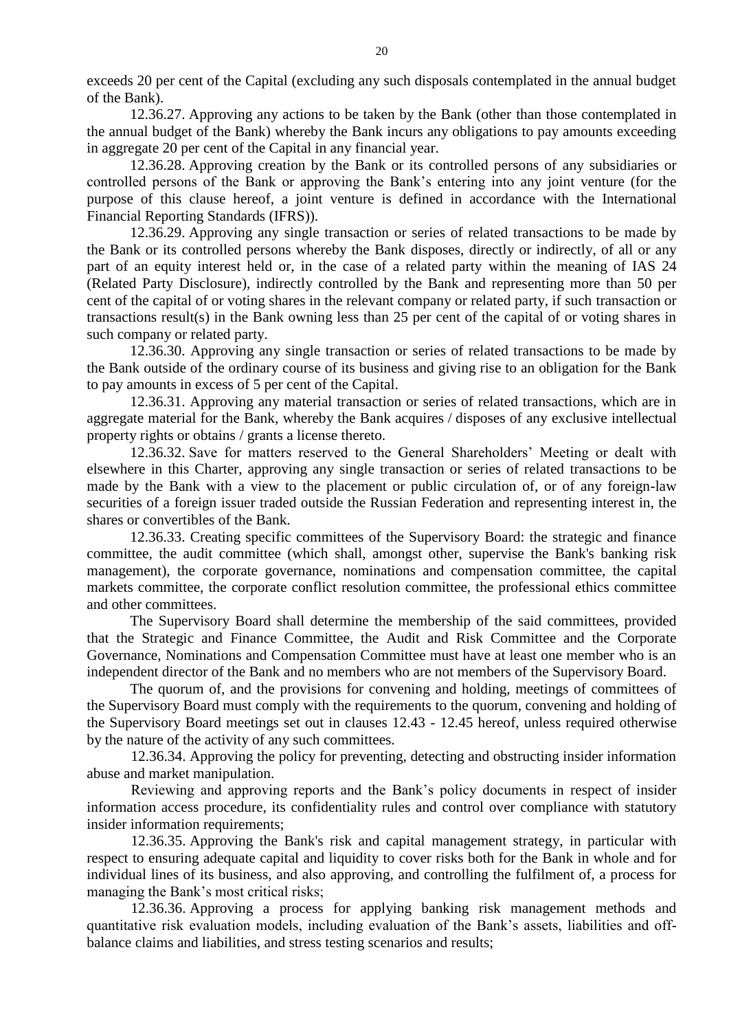exceeds 20 per cent of the Capital (excluding any such disposals contemplated in the annual budget of the Bank).

12.36.27. Approving any actions to be taken by the Bank (other than those contemplated in the annual budget of the Bank) whereby the Bank incurs any obligations to pay amounts exceeding in aggregate 20 per cent of the Capital in any financial year.

12.36.28. Approving creation by the Bank or its controlled persons of any subsidiaries or controlled persons of the Bank or approving the Bank's entering into any joint venture (for the purpose of this clause hereof, a joint venture is defined in accordance with the International Financial Reporting Standards (IFRS)).

12.36.29. Approving any single transaction or series of related transactions to be made by the Bank or its controlled persons whereby the Bank disposes, directly or indirectly, of all or any part of an equity interest held or, in the case of a related party within the meaning of IAS 24 (Related Party Disclosure), indirectly controlled by the Bank and representing more than 50 per cent of the capital of or voting shares in the relevant company or related party, if such transaction or transactions result(s) in the Bank owning less than 25 per cent of the capital of or voting shares in such company or related party.

12.36.30. Approving any single transaction or series of related transactions to be made by the Bank outside of the ordinary course of its business and giving rise to an obligation for the Bank to pay amounts in excess of 5 per cent of the Capital.

12.36.31. Approving any material transaction or series of related transactions, which are in aggregate material for the Bank, whereby the Bank acquires / disposes of any exclusive intellectual property rights or obtains / grants a license thereto.

12.36.32. Save for matters reserved to the General Shareholders' Meeting or dealt with elsewhere in this Charter, approving any single transaction or series of related transactions to be made by the Bank with a view to the placement or public circulation of, or of any foreign-law securities of a foreign issuer traded outside the Russian Federation and representing interest in, the shares or convertibles of the Bank.

12.36.33. Creating specific committees of the Supervisory Board: the strategic and finance committee, the audit committee (which shall, amongst other, supervise the Bank's banking risk management), the corporate governance, nominations and compensation committee, the capital markets committee, the corporate conflict resolution committee, the professional ethics committee and other committees.

The Supervisory Board shall determine the membership of the said committees, provided that the Strategic and Finance Committee, the Audit and Risk Committee and the Corporate Governance, Nominations and Compensation Committee must have at least one member who is an independent director of the Bank and no members who are not members of the Supervisory Board.

The quorum of, and the provisions for convening and holding, meetings of committees of the Supervisory Board must comply with the requirements to the quorum, convening and holding of the Supervisory Board meetings set out in clauses 12.43 - 12.45 hereof, unless required otherwise by the nature of the activity of any such committees.

12.36.34. Approving the policy for preventing, detecting and obstructing insider information abuse and market manipulation.

Reviewing and approving reports and the Bank's policy documents in respect of insider information access procedure, its confidentiality rules and control over compliance with statutory insider information requirements;

12.36.35. Approving the Bank's risk and capital management strategy, in particular with respect to ensuring adequate capital and liquidity to cover risks both for the Bank in whole and for individual lines of its business, and also approving, and controlling the fulfilment of, a process for managing the Bank's most critical risks;

12.36.36. Approving a process for applying banking risk management methods and quantitative risk evaluation models, including evaluation of the Bank's assets, liabilities and off-balance claims and liabilities, and stress testing scenarios and results;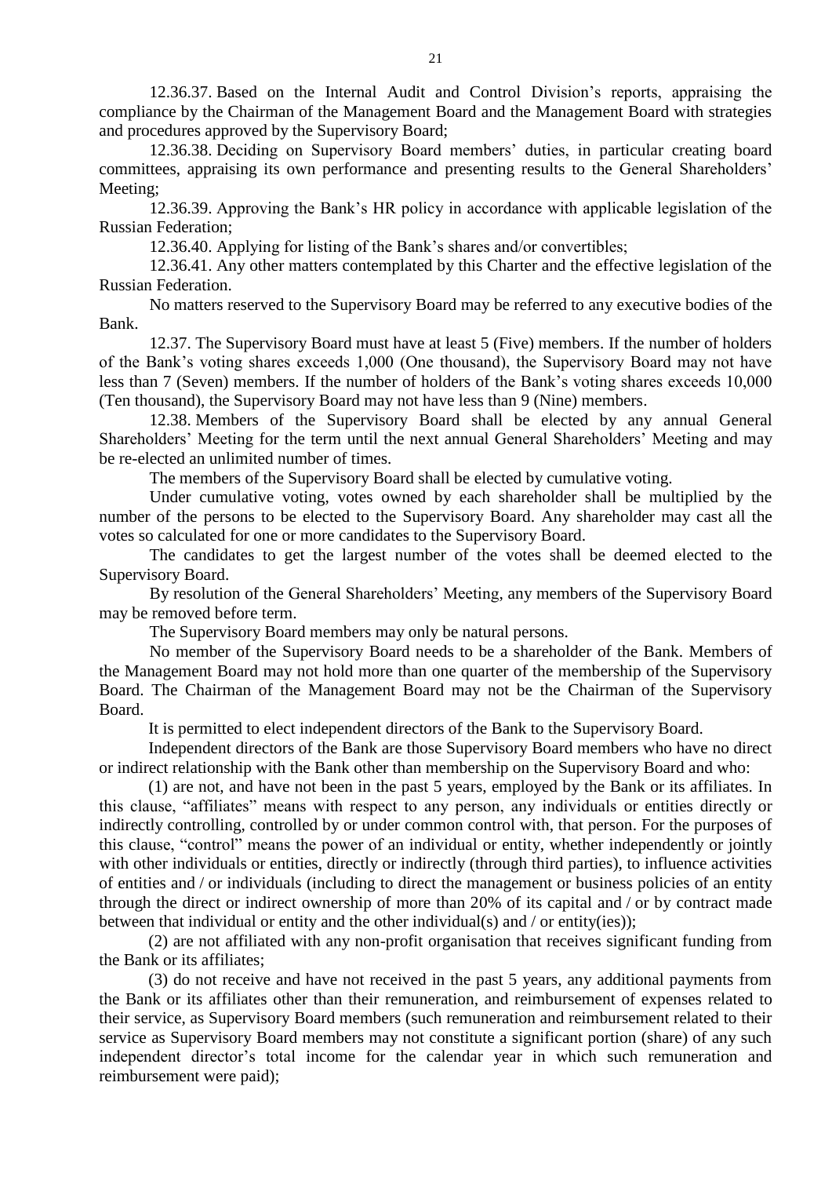12.36.37. Based on the Internal Audit and Control Division's reports, appraising the compliance by the Chairman of the Management Board and the Management Board with strategies and procedures approved by the Supervisory Board;

12.36.38. Deciding on Supervisory Board members' duties, in particular creating board committees, appraising its own performance and presenting results to the General Shareholders' Meeting;

12.36.39. Approving the Bank's HR policy in accordance with applicable legislation of the Russian Federation;

12.36.40. Applying for listing of the Bank's shares and/or convertibles;

12.36.41. Any other matters contemplated by this Charter and the effective legislation of the Russian Federation.

No matters reserved to the Supervisory Board may be referred to any executive bodies of the Bank.

12.37. The Supervisory Board must have at least 5 (Five) members. If the number of holders of the Bank's voting shares exceeds 1,000 (One thousand), the Supervisory Board may not have less than 7 (Seven) members. If the number of holders of the Bank's voting shares exceeds 10,000 (Ten thousand), the Supervisory Board may not have less than 9 (Nine) members.

12.38. Members of the Supervisory Board shall be elected by any annual General Shareholders' Meeting for the term until the next annual General Shareholders' Meeting and may be re-elected an unlimited number of times.

The members of the Supervisory Board shall be elected by cumulative voting.

Under cumulative voting, votes owned by each shareholder shall be multiplied by the number of the persons to be elected to the Supervisory Board. Any shareholder may cast all the votes so calculated for one or more candidates to the Supervisory Board.

The candidates to get the largest number of the votes shall be deemed elected to the Supervisory Board.

By resolution of the General Shareholders' Meeting, any members of the Supervisory Board may be removed before term.

The Supervisory Board members may only be natural persons.

No member of the Supervisory Board needs to be a shareholder of the Bank. Members of the Management Board may not hold more than one quarter of the membership of the Supervisory Board. The Chairman of the Management Board may not be the Chairman of the Supervisory Board.

It is permitted to elect independent directors of the Bank to the Supervisory Board.

Independent directors of the Bank are those Supervisory Board members who have no direct or indirect relationship with the Bank other than membership on the Supervisory Board and who:

(1) are not, and have not been in the past 5 years, employed by the Bank or its affiliates. In this clause, "affiliates" means with respect to any person, any individuals or entities directly or indirectly controlling, controlled by or under common control with, that person. For the purposes of this clause, "control" means the power of an individual or entity, whether independently or jointly with other individuals or entities, directly or indirectly (through third parties), to influence activities of entities and / or individuals (including to direct the management or business policies of an entity through the direct or indirect ownership of more than 20% of its capital and / or by contract made between that individual or entity and the other individual(s) and / or entity(ies));

(2) are not affiliated with any non-profit organisation that receives significant funding from the Bank or its affiliates;

(3) do not receive and have not received in the past 5 years, any additional payments from the Bank or its affiliates other than their remuneration, and reimbursement of expenses related to their service, as Supervisory Board members (such remuneration and reimbursement related to their service as Supervisory Board members may not constitute a significant portion (share) of any such independent director's total income for the calendar year in which such remuneration and reimbursement were paid);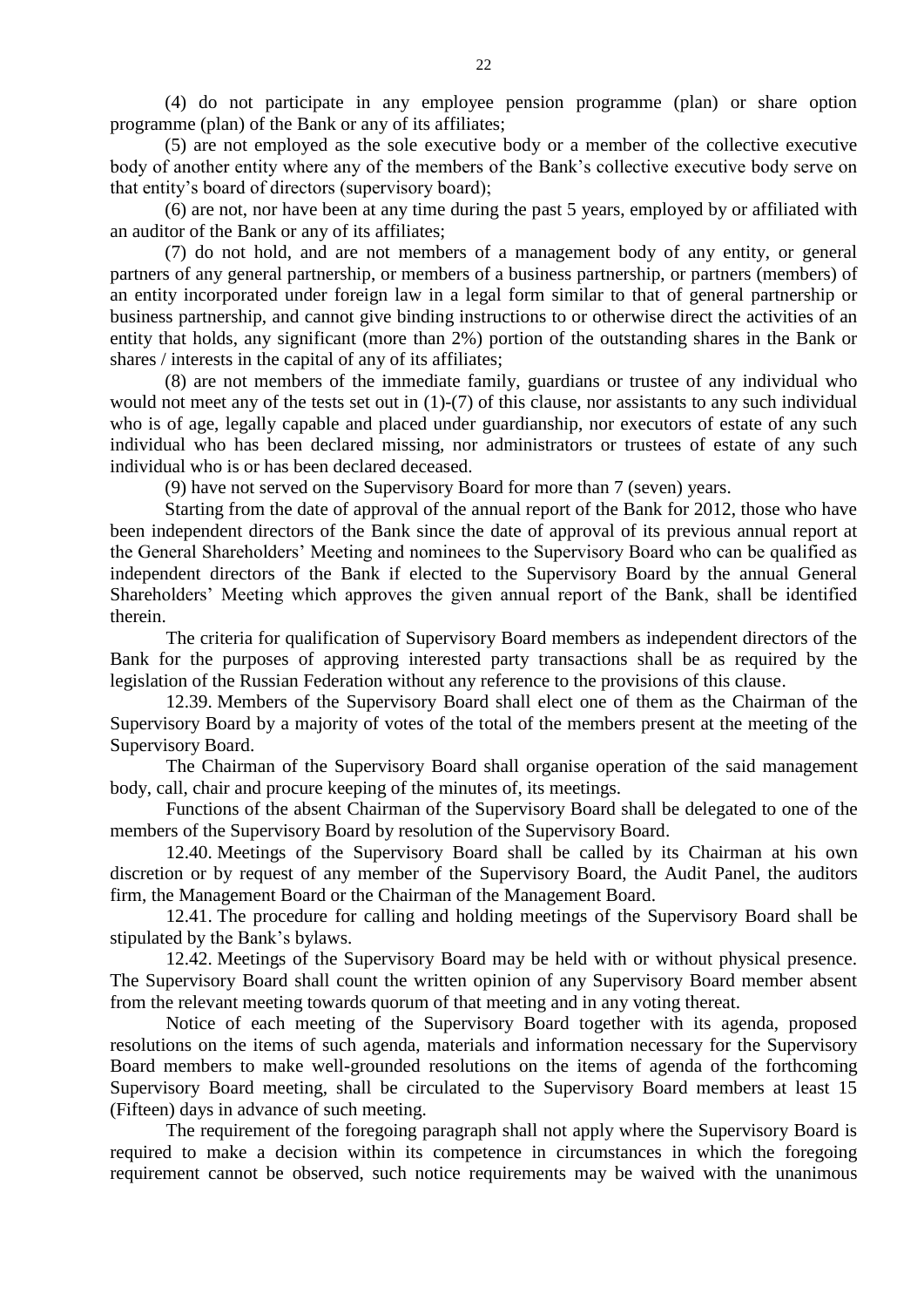(4) do not participate in any employee pension programme (plan) or share option programme (plan) of the Bank or any of its affiliates;

(5) are not employed as the sole executive body or a member of the collective executive body of another entity where any of the members of the Bank's collective executive body serve on that entity's board of directors (supervisory board);

(6) are not, nor have been at any time during the past 5 years, employed by or affiliated with an auditor of the Bank or any of its affiliates;

(7) do not hold, and are not members of a management body of any entity, or general partners of any general partnership, or members of a business partnership, or partners (members) of an entity incorporated under foreign law in a legal form similar to that of general partnership or business partnership, and cannot give binding instructions to or otherwise direct the activities of an entity that holds, any significant (more than 2%) portion of the outstanding shares in the Bank or shares / interests in the capital of any of its affiliates;

(8) are not members of the immediate family, guardians or trustee of any individual who would not meet any of the tests set out in (1)-(7) of this clause, nor assistants to any such individual who is of age, legally capable and placed under guardianship, nor executors of estate of any such individual who has been declared missing, nor administrators or trustees of estate of any such individual who is or has been declared deceased.

(9) have not served on the Supervisory Board for more than 7 (seven) years.

Starting from the date of approval of the annual report of the Bank for 2012, those who have been independent directors of the Bank since the date of approval of its previous annual report at the General Shareholders' Meeting and nominees to the Supervisory Board who can be qualified as independent directors of the Bank if elected to the Supervisory Board by the annual General Shareholders' Meeting which approves the given annual report of the Bank, shall be identified therein.

The criteria for qualification of Supervisory Board members as independent directors of the Bank for the purposes of approving interested party transactions shall be as required by the legislation of the Russian Federation without any reference to the provisions of this clause.

12.39. Members of the Supervisory Board shall elect one of them as the Chairman of the Supervisory Board by a majority of votes of the total of the members present at the meeting of the Supervisory Board.

The Chairman of the Supervisory Board shall organise operation of the said management body, call, chair and procure keeping of the minutes of, its meetings.

Functions of the absent Chairman of the Supervisory Board shall be delegated to one of the members of the Supervisory Board by resolution of the Supervisory Board.

12.40. Meetings of the Supervisory Board shall be called by its Chairman at his own discretion or by request of any member of the Supervisory Board, the Audit Panel, the auditors firm, the Management Board or the Chairman of the Management Board.

12.41. The procedure for calling and holding meetings of the Supervisory Board shall be stipulated by the Bank's bylaws.

12.42. Meetings of the Supervisory Board may be held with or without physical presence. The Supervisory Board shall count the written opinion of any Supervisory Board member absent from the relevant meeting towards quorum of that meeting and in any voting thereat.

Notice of each meeting of the Supervisory Board together with its agenda, proposed resolutions on the items of such agenda, materials and information necessary for the Supervisory Board members to make well-grounded resolutions on the items of agenda of the forthcoming Supervisory Board meeting, shall be circulated to the Supervisory Board members at least 15 (Fifteen) days in advance of such meeting.

The requirement of the foregoing paragraph shall not apply where the Supervisory Board is required to make a decision within its competence in circumstances in which the foregoing requirement cannot be observed, such notice requirements may be waived with the unanimous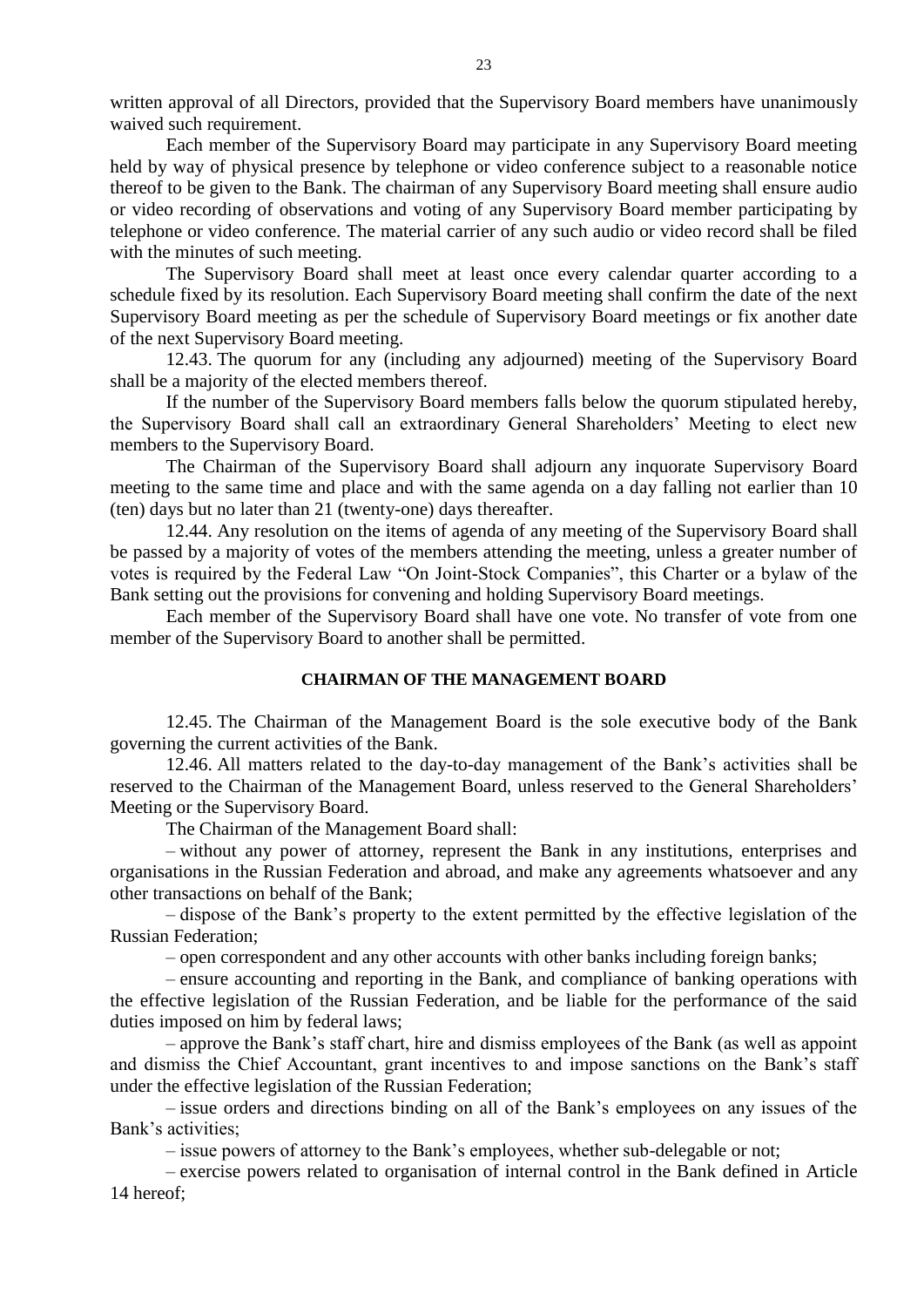written approval of all Directors, provided that the Supervisory Board members have unanimously waived such requirement.

Each member of the Supervisory Board may participate in any Supervisory Board meeting held by way of physical presence by telephone or video conference subject to a reasonable notice thereof to be given to the Bank. The chairman of any Supervisory Board meeting shall ensure audio or video recording of observations and voting of any Supervisory Board member participating by telephone or video conference. The material carrier of any such audio or video record shall be filed with the minutes of such meeting.

The Supervisory Board shall meet at least once every calendar quarter according to a schedule fixed by its resolution. Each Supervisory Board meeting shall confirm the date of the next Supervisory Board meeting as per the schedule of Supervisory Board meetings or fix another date of the next Supervisory Board meeting.

12.43. The quorum for any (including any adjourned) meeting of the Supervisory Board shall be a majority of the elected members thereof.

If the number of the Supervisory Board members falls below the quorum stipulated hereby, the Supervisory Board shall call an extraordinary General Shareholders' Meeting to elect new members to the Supervisory Board.

The Chairman of the Supervisory Board shall adjourn any inquorate Supervisory Board meeting to the same time and place and with the same agenda on a day falling not earlier than 10 (ten) days but no later than 21 (twenty-one) days thereafter.

12.44. Any resolution on the items of agenda of any meeting of the Supervisory Board shall be passed by a majority of votes of the members attending the meeting, unless a greater number of votes is required by the Federal Law "On Joint-Stock Companies", this Charter or a bylaw of the Bank setting out the provisions for convening and holding Supervisory Board meetings.

Each member of the Supervisory Board shall have one vote. No transfer of vote from one member of the Supervisory Board to another shall be permitted.

## CHAIRMAN OF THE MANAGEMENT BOARD

12.45. The Chairman of the Management Board is the sole executive body of the Bank governing the current activities of the Bank.

12.46. All matters related to the day-to-day management of the Bank's activities shall be reserved to the Chairman of the Management Board, unless reserved to the General Shareholders' Meeting or the Supervisory Board.

The Chairman of the Management Board shall:

– without any power of attorney, represent the Bank in any institutions, enterprises and organisations in the Russian Federation and abroad, and make any agreements whatsoever and any other transactions on behalf of the Bank;

– dispose of the Bank's property to the extent permitted by the effective legislation of the Russian Federation;

– open correspondent and any other accounts with other banks including foreign banks;

– ensure accounting and reporting in the Bank, and compliance of banking operations with the effective legislation of the Russian Federation, and be liable for the performance of the said duties imposed on him by federal laws;

– approve the Bank's staff chart, hire and dismiss employees of the Bank (as well as appoint and dismiss the Chief Accountant, grant incentives to and impose sanctions on the Bank's staff under the effective legislation of the Russian Federation;

– issue orders and directions binding on all of the Bank's employees on any issues of the Bank's activities;

– issue powers of attorney to the Bank's employees, whether sub-delegable or not;

– exercise powers related to organisation of internal control in the Bank defined in Article 14 hereof;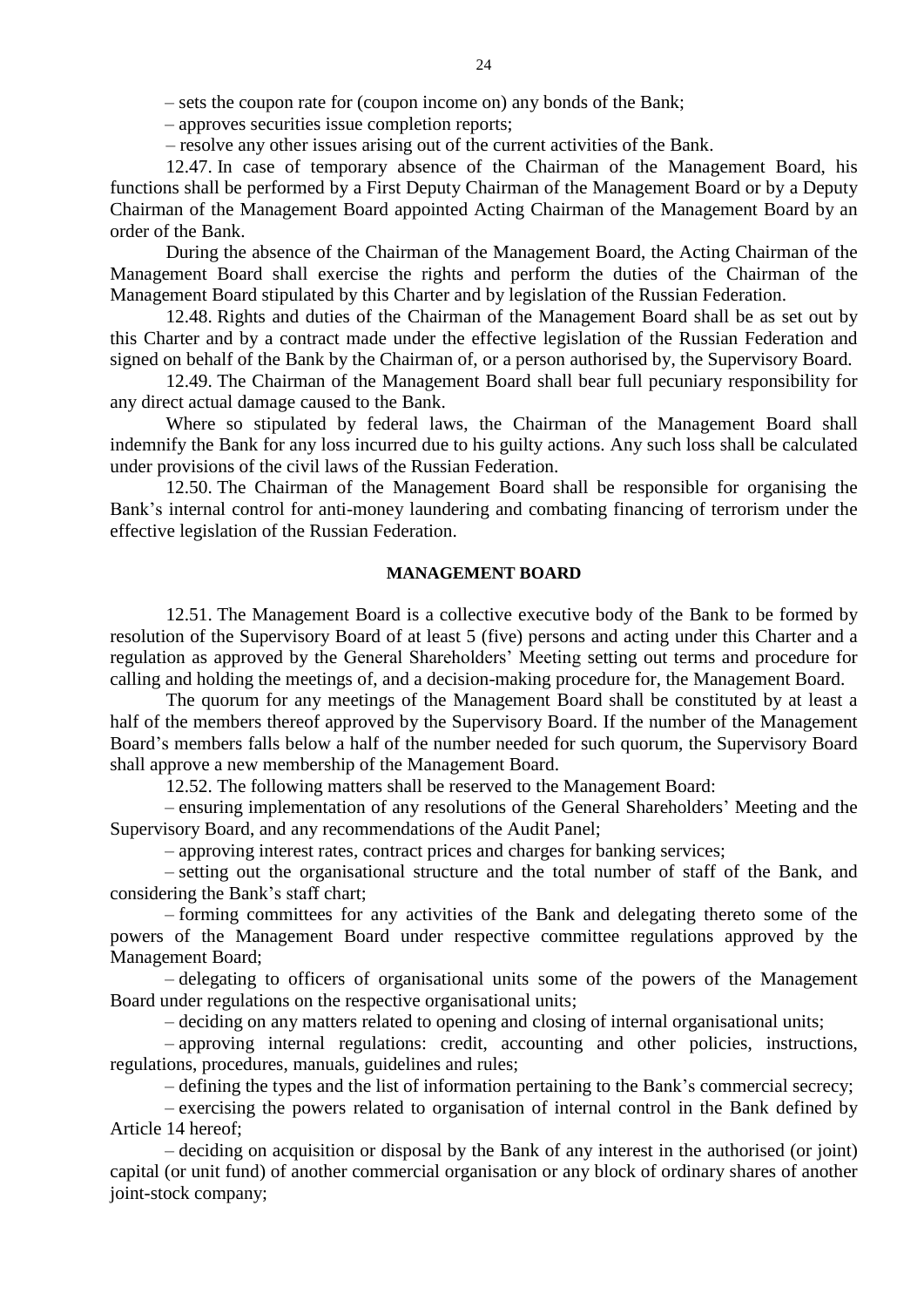– sets the coupon rate for (coupon income on) any bonds of the Bank;

– approves securities issue completion reports;

– resolve any other issues arising out of the current activities of the Bank.

12.47. In case of temporary absence of the Chairman of the Management Board, his functions shall be performed by a First Deputy Chairman of the Management Board or by a Deputy Chairman of the Management Board appointed Acting Chairman of the Management Board by an order of the Bank.

During the absence of the Chairman of the Management Board, the Acting Chairman of the Management Board shall exercise the rights and perform the duties of the Chairman of the Management Board stipulated by this Charter and by legislation of the Russian Federation.

12.48. Rights and duties of the Chairman of the Management Board shall be as set out by this Charter and by a contract made under the effective legislation of the Russian Federation and signed on behalf of the Bank by the Chairman of, or a person authorised by, the Supervisory Board.

12.49. The Chairman of the Management Board shall bear full pecuniary responsibility for any direct actual damage caused to the Bank.

Where so stipulated by federal laws, the Chairman of the Management Board shall indemnify the Bank for any loss incurred due to his guilty actions. Any such loss shall be calculated under provisions of the civil laws of the Russian Federation.

12.50. The Chairman of the Management Board shall be responsible for organising the Bank's internal control for anti-money laundering and combating financing of terrorism under the effective legislation of the Russian Federation.

**MANAGEMENT BOARD**

12.51. The Management Board is a collective executive body of the Bank to be formed by resolution of the Supervisory Board of at least 5 (five) persons and acting under this Charter and a regulation as approved by the General Shareholders' Meeting setting out terms and procedure for calling and holding the meetings of, and a decision-making procedure for, the Management Board.

The quorum for any meetings of the Management Board shall be constituted by at least a half of the members thereof approved by the Supervisory Board. If the number of the Management Board's members falls below a half of the number needed for such quorum, the Supervisory Board shall approve a new membership of the Management Board.

12.52. The following matters shall be reserved to the Management Board:

– ensuring implementation of any resolutions of the General Shareholders' Meeting and the Supervisory Board, and any recommendations of the Audit Panel;

– approving interest rates, contract prices and charges for banking services;

– setting out the organisational structure and the total number of staff of the Bank, and considering the Bank's staff chart;

– forming committees for any activities of the Bank and delegating thereto some of the powers of the Management Board under respective committee regulations approved by the Management Board;

– delegating to officers of organisational units some of the powers of the Management Board under regulations on the respective organisational units;

– deciding on any matters related to opening and closing of internal organisational units;

– approving internal regulations: credit, accounting and other policies, instructions, regulations, procedures, manuals, guidelines and rules;

– defining the types and the list of information pertaining to the Bank's commercial secrecy;

– exercising the powers related to organisation of internal control in the Bank defined by Article 14 hereof;

– deciding on acquisition or disposal by the Bank of any interest in the authorised (or joint) capital (or unit fund) of another commercial organisation or any block of ordinary shares of another joint-stock company;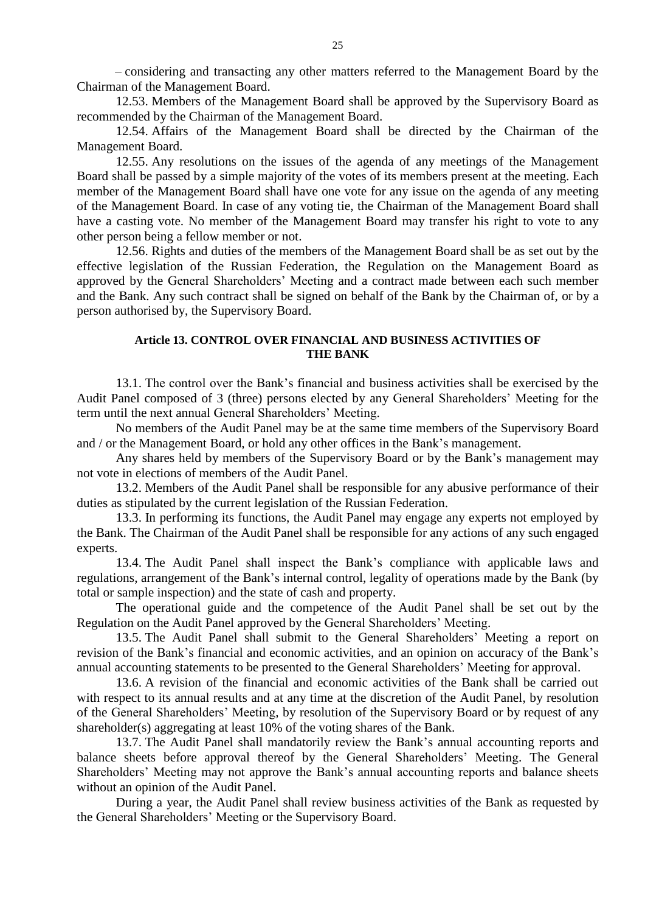– considering and transacting any other matters referred to the Management Board by the Chairman of the Management Board.

12.53. Members of the Management Board shall be approved by the Supervisory Board as recommended by the Chairman of the Management Board.

12.54. Affairs of the Management Board shall be directed by the Chairman of the Management Board.

12.55. Any resolutions on the issues of the agenda of any meetings of the Management Board shall be passed by a simple majority of the votes of its members present at the meeting. Each member of the Management Board shall have one vote for any issue on the agenda of any meeting of the Management Board. In case of any voting tie, the Chairman of the Management Board shall have a casting vote. No member of the Management Board may transfer his right to vote to any other person being a fellow member or not.

12.56. Rights and duties of the members of the Management Board shall be as set out by the effective legislation of the Russian Federation, the Regulation on the Management Board as approved by the General Shareholders' Meeting and a contract made between each such member and the Bank. Any such contract shall be signed on behalf of the Bank by the Chairman of, or by a person authorised by, the Supervisory Board.

## Article 13. CONTROL OVER FINANCIAL AND BUSINESS ACTIVITIES OF THE BANK

13.1. The control over the Bank's financial and business activities shall be exercised by the Audit Panel composed of 3 (three) persons elected by any General Shareholders' Meeting for the term until the next annual General Shareholders' Meeting.

No members of the Audit Panel may be at the same time members of the Supervisory Board and / or the Management Board, or hold any other offices in the Bank's management.

Any shares held by members of the Supervisory Board or by the Bank's management may not vote in elections of members of the Audit Panel.

13.2. Members of the Audit Panel shall be responsible for any abusive performance of their duties as stipulated by the current legislation of the Russian Federation.

13.3. In performing its functions, the Audit Panel may engage any experts not employed by the Bank. The Chairman of the Audit Panel shall be responsible for any actions of any such engaged experts.

13.4. The Audit Panel shall inspect the Bank's compliance with applicable laws and regulations, arrangement of the Bank's internal control, legality of operations made by the Bank (by total or sample inspection) and the state of cash and property.

The operational guide and the competence of the Audit Panel shall be set out by the Regulation on the Audit Panel approved by the General Shareholders' Meeting.

13.5. The Audit Panel shall submit to the General Shareholders' Meeting a report on revision of the Bank's financial and economic activities, and an opinion on accuracy of the Bank's annual accounting statements to be presented to the General Shareholders' Meeting for approval.

13.6. A revision of the financial and economic activities of the Bank shall be carried out with respect to its annual results and at any time at the discretion of the Audit Panel, by resolution of the General Shareholders' Meeting, by resolution of the Supervisory Board or by request of any shareholder(s) aggregating at least 10% of the voting shares of the Bank.

13.7. The Audit Panel shall mandatorily review the Bank's annual accounting reports and balance sheets before approval thereof by the General Shareholders' Meeting. The General Shareholders' Meeting may not approve the Bank's annual accounting reports and balance sheets without an opinion of the Audit Panel.

During a year, the Audit Panel shall review business activities of the Bank as requested by the General Shareholders' Meeting or the Supervisory Board.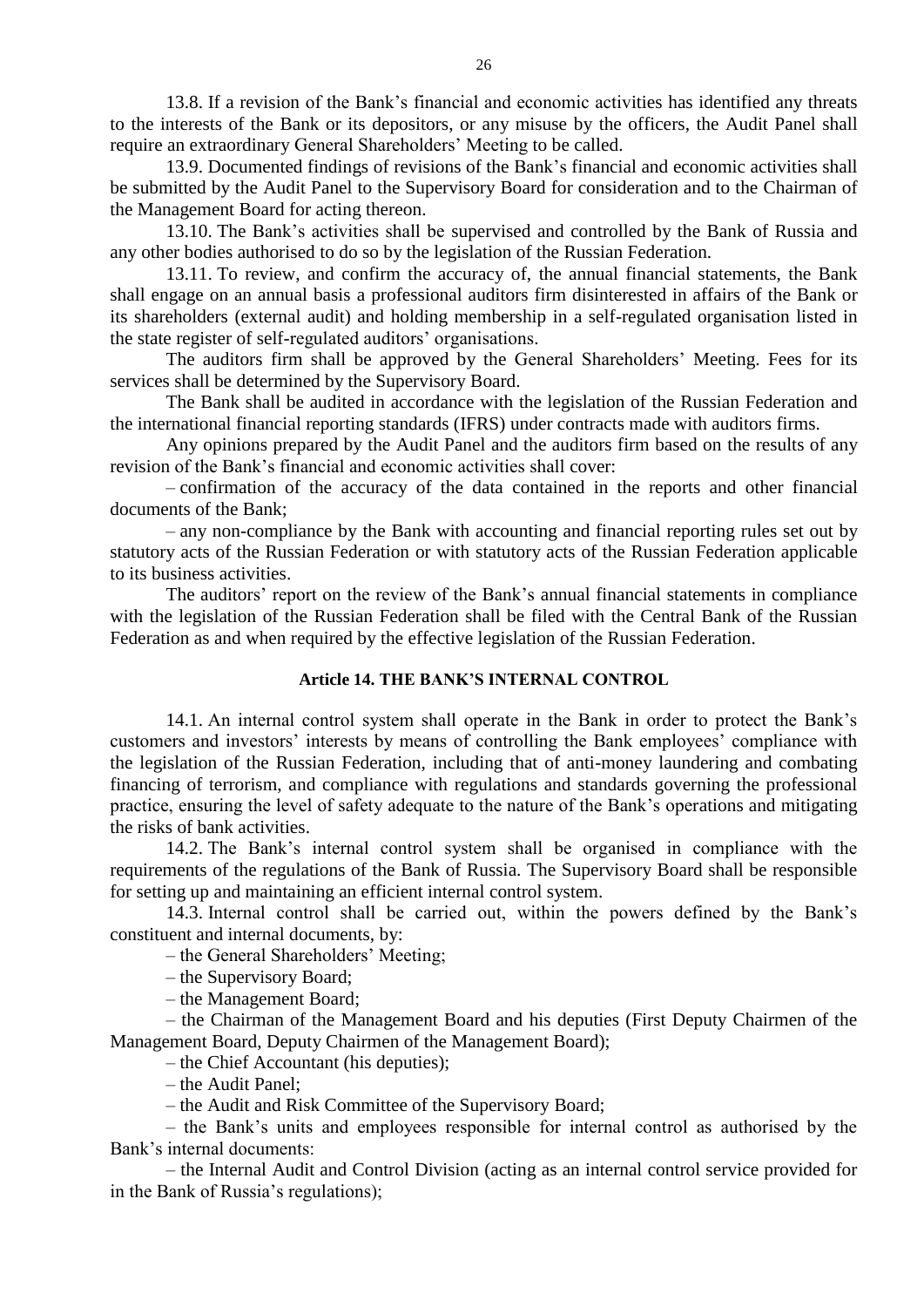13.8. If a revision of the Bank's financial and economic activities has identified any threats to the interests of the Bank or its depositors, or any misuse by the officers, the Audit Panel shall require an extraordinary General Shareholders' Meeting to be called.

13.9. Documented findings of revisions of the Bank's financial and economic activities shall be submitted by the Audit Panel to the Supervisory Board for consideration and to the Chairman of the Management Board for acting thereon.

13.10. The Bank's activities shall be supervised and controlled by the Bank of Russia and any other bodies authorised to do so by the legislation of the Russian Federation.

13.11. To review, and confirm the accuracy of, the annual financial statements, the Bank shall engage on an annual basis a professional auditors firm disinterested in affairs of the Bank or its shareholders (external audit) and holding membership in a self-regulated organisation listed in the state register of self-regulated auditors' organisations.

The auditors firm shall be approved by the General Shareholders' Meeting. Fees for its services shall be determined by the Supervisory Board.

The Bank shall be audited in accordance with the legislation of the Russian Federation and the international financial reporting standards (IFRS) under contracts made with auditors firms.

Any opinions prepared by the Audit Panel and the auditors firm based on the results of any revision of the Bank's financial and economic activities shall cover:

– confirmation of the accuracy of the data contained in the reports and other financial documents of the Bank;

– any non-compliance by the Bank with accounting and financial reporting rules set out by statutory acts of the Russian Federation or with statutory acts of the Russian Federation applicable to its business activities.

The auditors' report on the review of the Bank's annual financial statements in compliance with the legislation of the Russian Federation shall be filed with the Central Bank of the Russian Federation as and when required by the effective legislation of the Russian Federation.

## Article 14. THE BANK'S INTERNAL CONTROL

14.1. An internal control system shall operate in the Bank in order to protect the Bank's customers and investors' interests by means of controlling the Bank employees' compliance with the legislation of the Russian Federation, including that of anti-money laundering and combating financing of terrorism, and compliance with regulations and standards governing the professional practice, ensuring the level of safety adequate to the nature of the Bank's operations and mitigating the risks of bank activities.

14.2. The Bank's internal control system shall be organised in compliance with the requirements of the regulations of the Bank of Russia. The Supervisory Board shall be responsible for setting up and maintaining an efficient internal control system.

14.3. Internal control shall be carried out, within the powers defined by the Bank's constituent and internal documents, by:

– the General Shareholders' Meeting;

– the Supervisory Board;

– the Management Board;

– the Chairman of the Management Board and his deputies (First Deputy Chairmen of the Management Board, Deputy Chairmen of the Management Board);

– the Chief Accountant (his deputies);

– the Audit Panel;

– the Audit and Risk Committee of the Supervisory Board;

– the Bank's units and employees responsible for internal control as authorised by the Bank's internal documents:

– the Internal Audit and Control Division (acting as an internal control service provided for in the Bank of Russia's regulations);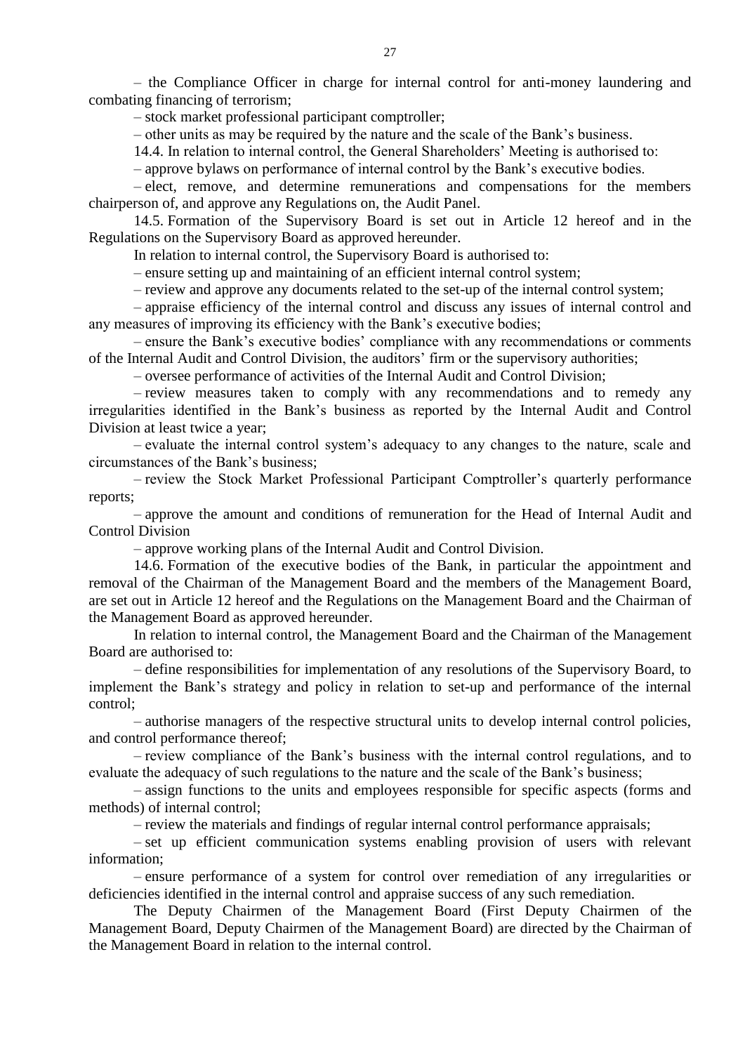– the Compliance Officer in charge for internal control for anti-money laundering and combating financing of terrorism;

– stock market professional participant comptroller;

– other units as may be required by the nature and the scale of the Bank's business.

14.4. In relation to internal control, the General Shareholders' Meeting is authorised to:

– approve bylaws on performance of internal control by the Bank's executive bodies.

– elect, remove, and determine remunerations and compensations for the members chairperson of, and approve any Regulations on, the Audit Panel.

14.5. Formation of the Supervisory Board is set out in Article 12 hereof and in the Regulations on the Supervisory Board as approved hereunder.

In relation to internal control, the Supervisory Board is authorised to:

– ensure setting up and maintaining of an efficient internal control system;

– review and approve any documents related to the set-up of the internal control system;

– appraise efficiency of the internal control and discuss any issues of internal control and any measures of improving its efficiency with the Bank's executive bodies;

– ensure the Bank's executive bodies' compliance with any recommendations or comments of the Internal Audit and Control Division, the auditors' firm or the supervisory authorities;

– oversee performance of activities of the Internal Audit and Control Division;

– review measures taken to comply with any recommendations and to remedy any irregularities identified in the Bank's business as reported by the Internal Audit and Control Division at least twice a year;

– evaluate the internal control system's adequacy to any changes to the nature, scale and circumstances of the Bank's business;

– review the Stock Market Professional Participant Comptroller's quarterly performance reports;

– approve the amount and conditions of remuneration for the Head of Internal Audit and Control Division

– approve working plans of the Internal Audit and Control Division.

14.6. Formation of the executive bodies of the Bank, in particular the appointment and removal of the Chairman of the Management Board and the members of the Management Board, are set out in Article 12 hereof and the Regulations on the Management Board and the Chairman of the Management Board as approved hereunder.

In relation to internal control, the Management Board and the Chairman of the Management Board are authorised to:

– define responsibilities for implementation of any resolutions of the Supervisory Board, to implement the Bank's strategy and policy in relation to set-up and performance of the internal control;

– authorise managers of the respective structural units to develop internal control policies, and control performance thereof;

– review compliance of the Bank's business with the internal control regulations, and to evaluate the adequacy of such regulations to the nature and the scale of the Bank's business;

– assign functions to the units and employees responsible for specific aspects (forms and methods) of internal control;

– review the materials and findings of regular internal control performance appraisals;

– set up efficient communication systems enabling provision of users with relevant information;

– ensure performance of a system for control over remediation of any irregularities or deficiencies identified in the internal control and appraise success of any such remediation.

The Deputy Chairmen of the Management Board (First Deputy Chairmen of the Management Board, Deputy Chairmen of the Management Board) are directed by the Chairman of the Management Board in relation to the internal control.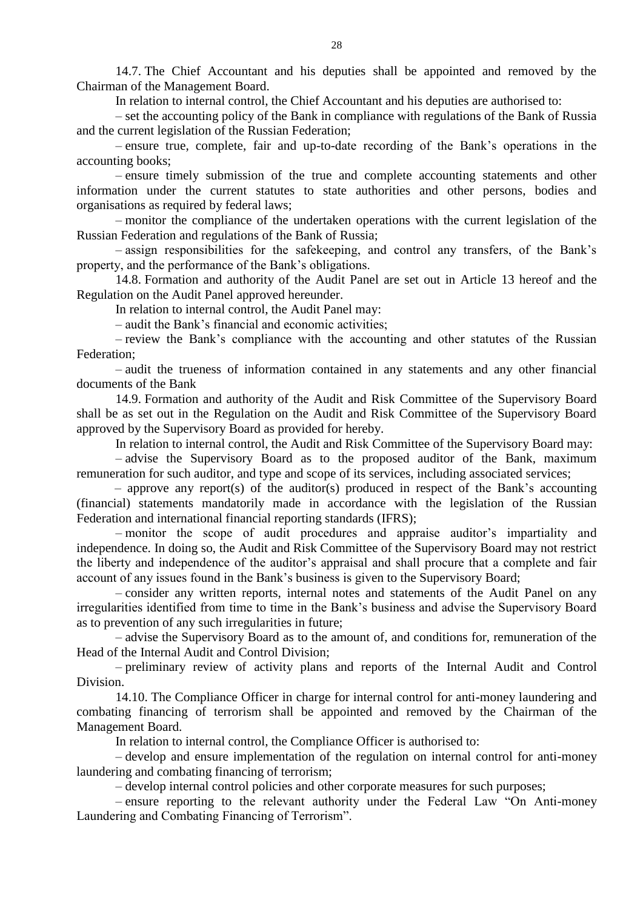14.7. The Chief Accountant and his deputies shall be appointed and removed by the Chairman of the Management Board.

In relation to internal control, the Chief Accountant and his deputies are authorised to:

– set the accounting policy of the Bank in compliance with regulations of the Bank of Russia and the current legislation of the Russian Federation;

– ensure true, complete, fair and up-to-date recording of the Bank's operations in the accounting books;

– ensure timely submission of the true and complete accounting statements and other information under the current statutes to state authorities and other persons, bodies and organisations as required by federal laws;

– monitor the compliance of the undertaken operations with the current legislation of the Russian Federation and regulations of the Bank of Russia;

– assign responsibilities for the safekeeping, and control any transfers, of the Bank's property, and the performance of the Bank's obligations.

14.8. Formation and authority of the Audit Panel are set out in Article 13 hereof and the Regulation on the Audit Panel approved hereunder.

In relation to internal control, the Audit Panel may:

– audit the Bank's financial and economic activities;

– review the Bank's compliance with the accounting and other statutes of the Russian Federation;

– audit the trueness of information contained in any statements and any other financial documents of the Bank

14.9. Formation and authority of the Audit and Risk Committee of the Supervisory Board shall be as set out in the Regulation on the Audit and Risk Committee of the Supervisory Board approved by the Supervisory Board as provided for hereby.

In relation to internal control, the Audit and Risk Committee of the Supervisory Board may:

– advise the Supervisory Board as to the proposed auditor of the Bank, maximum remuneration for such auditor, and type and scope of its services, including associated services;

– approve any report(s) of the auditor(s) produced in respect of the Bank's accounting (financial) statements mandatorily made in accordance with the legislation of the Russian Federation and international financial reporting standards (IFRS);

– monitor the scope of audit procedures and appraise auditor's impartiality and independence. In doing so, the Audit and Risk Committee of the Supervisory Board may not restrict the liberty and independence of the auditor's appraisal and shall procure that a complete and fair account of any issues found in the Bank's business is given to the Supervisory Board;

– consider any written reports, internal notes and statements of the Audit Panel on any irregularities identified from time to time in the Bank's business and advise the Supervisory Board as to prevention of any such irregularities in future;

– advise the Supervisory Board as to the amount of, and conditions for, remuneration of the Head of the Internal Audit and Control Division;

– preliminary review of activity plans and reports of the Internal Audit and Control Division.

14.10. The Compliance Officer in charge for internal control for anti-money laundering and combating financing of terrorism shall be appointed and removed by the Chairman of the Management Board.

In relation to internal control, the Compliance Officer is authorised to:

– develop and ensure implementation of the regulation on internal control for anti-money laundering and combating financing of terrorism;

– develop internal control policies and other corporate measures for such purposes;

– ensure reporting to the relevant authority under the Federal Law "On Anti-money Laundering and Combating Financing of Terrorism".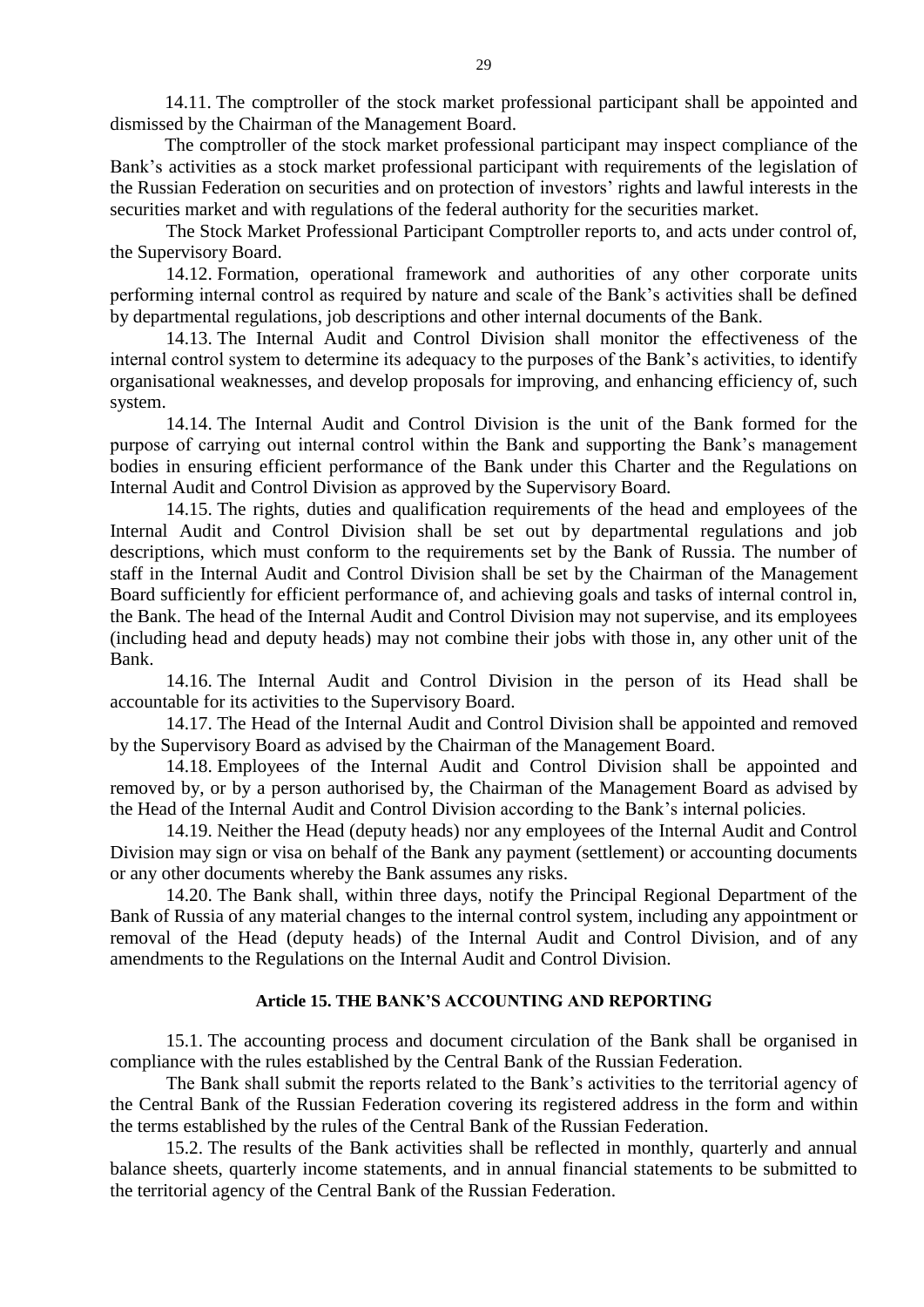14.11. The comptroller of the stock market professional participant shall be appointed and dismissed by the Chairman of the Management Board.

The comptroller of the stock market professional participant may inspect compliance of the Bank's activities as a stock market professional participant with requirements of the legislation of the Russian Federation on securities and on protection of investors' rights and lawful interests in the securities market and with regulations of the federal authority for the securities market.

The Stock Market Professional Participant Comptroller reports to, and acts under control of, the Supervisory Board.

14.12. Formation, operational framework and authorities of any other corporate units performing internal control as required by nature and scale of the Bank's activities shall be defined by departmental regulations, job descriptions and other internal documents of the Bank.

14.13. The Internal Audit and Control Division shall monitor the effectiveness of the internal control system to determine its adequacy to the purposes of the Bank's activities, to identify organisational weaknesses, and develop proposals for improving, and enhancing efficiency of, such system.

14.14. The Internal Audit and Control Division is the unit of the Bank formed for the purpose of carrying out internal control within the Bank and supporting the Bank's management bodies in ensuring efficient performance of the Bank under this Charter and the Regulations on Internal Audit and Control Division as approved by the Supervisory Board.

14.15. The rights, duties and qualification requirements of the head and employees of the Internal Audit and Control Division shall be set out by departmental regulations and job descriptions, which must conform to the requirements set by the Bank of Russia. The number of staff in the Internal Audit and Control Division shall be set by the Chairman of the Management Board sufficiently for efficient performance of, and achieving goals and tasks of internal control in, the Bank. The head of the Internal Audit and Control Division may not supervise, and its employees (including head and deputy heads) may not combine their jobs with those in, any other unit of the Bank.

14.16. The Internal Audit and Control Division in the person of its Head shall be accountable for its activities to the Supervisory Board.

14.17. The Head of the Internal Audit and Control Division shall be appointed and removed by the Supervisory Board as advised by the Chairman of the Management Board.

14.18. Employees of the Internal Audit and Control Division shall be appointed and removed by, or by a person authorised by, the Chairman of the Management Board as advised by the Head of the Internal Audit and Control Division according to the Bank's internal policies.

14.19. Neither the Head (deputy heads) nor any employees of the Internal Audit and Control Division may sign or visa on behalf of the Bank any payment (settlement) or accounting documents or any other documents whereby the Bank assumes any risks.

14.20. The Bank shall, within three days, notify the Principal Regional Department of the Bank of Russia of any material changes to the internal control system, including any appointment or removal of the Head (deputy heads) of the Internal Audit and Control Division, and of any amendments to the Regulations on the Internal Audit and Control Division.

## Article 15. THE BANK'S ACCOUNTING AND REPORTING

15.1. The accounting process and document circulation of the Bank shall be organised in compliance with the rules established by the Central Bank of the Russian Federation.

The Bank shall submit the reports related to the Bank's activities to the territorial agency of the Central Bank of the Russian Federation covering its registered address in the form and within the terms established by the rules of the Central Bank of the Russian Federation.

15.2. The results of the Bank activities shall be reflected in monthly, quarterly and annual balance sheets, quarterly income statements, and in annual financial statements to be submitted to the territorial agency of the Central Bank of the Russian Federation.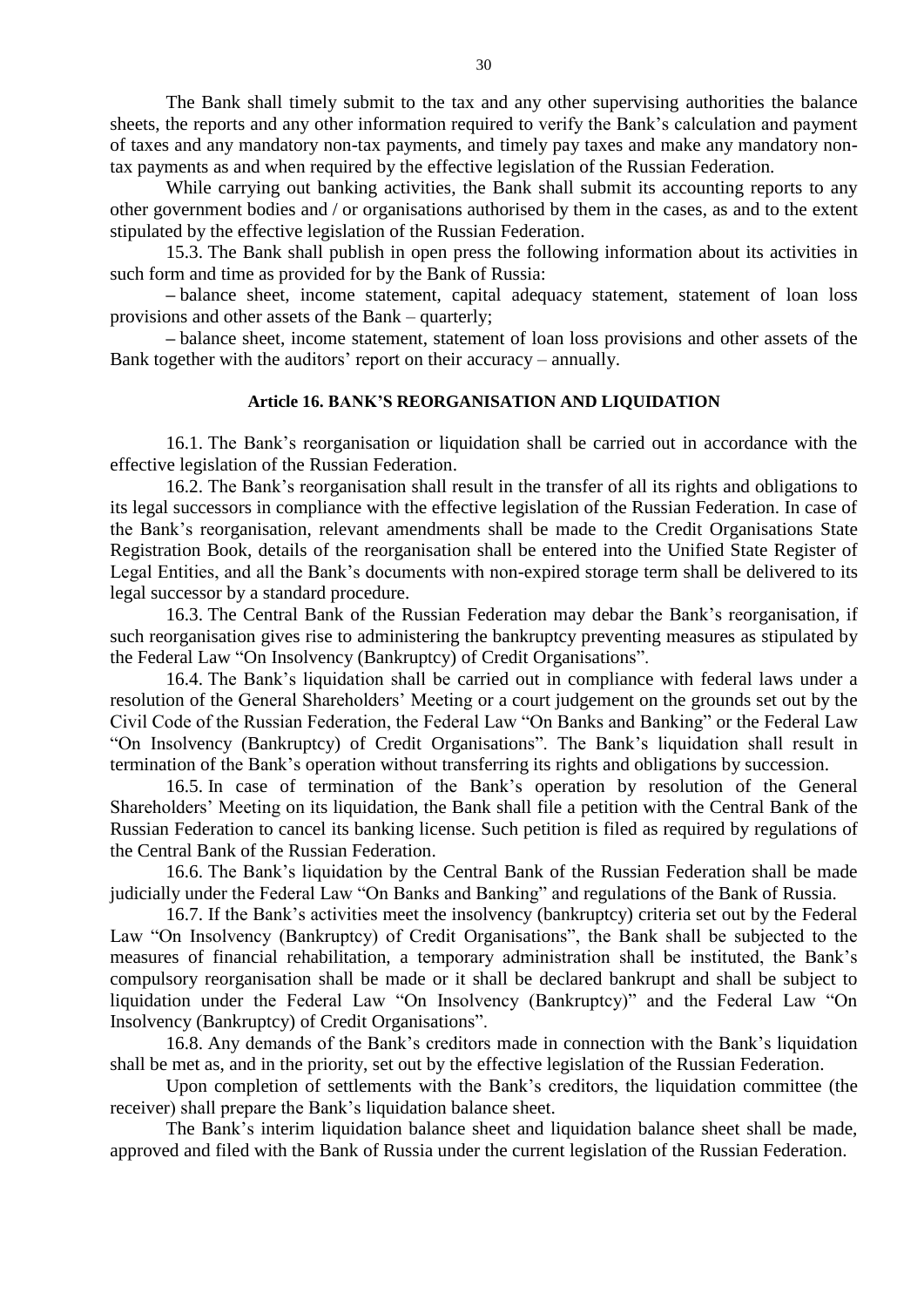The Bank shall timely submit to the tax and any other supervising authorities the balance sheets, the reports and any other information required to verify the Bank's calculation and payment of taxes and any mandatory non-tax payments, and timely pay taxes and make any mandatory non-tax payments as and when required by the effective legislation of the Russian Federation.

While carrying out banking activities, the Bank shall submit its accounting reports to any other government bodies and / or organisations authorised by them in the cases, as and to the extent stipulated by the effective legislation of the Russian Federation.

15.3. The Bank shall publish in open press the following information about its activities in such form and time as provided for by the Bank of Russia:

– balance sheet, income statement, capital adequacy statement, statement of loan loss provisions and other assets of the Bank – quarterly;

– balance sheet, income statement, statement of loan loss provisions and other assets of the Bank together with the auditors' report on their accuracy – annually.

## Article 16. BANK'S REORGANISATION AND LIQUIDATION

16.1. The Bank's reorganisation or liquidation shall be carried out in accordance with the effective legislation of the Russian Federation.

16.2. The Bank's reorganisation shall result in the transfer of all its rights and obligations to its legal successors in compliance with the effective legislation of the Russian Federation. In case of the Bank's reorganisation, relevant amendments shall be made to the Credit Organisations State Registration Book, details of the reorganisation shall be entered into the Unified State Register of Legal Entities, and all the Bank's documents with non-expired storage term shall be delivered to its legal successor by a standard procedure.

16.3. The Central Bank of the Russian Federation may debar the Bank's reorganisation, if such reorganisation gives rise to administering the bankruptcy preventing measures as stipulated by the Federal Law "On Insolvency (Bankruptcy) of Credit Organisations".

16.4. The Bank's liquidation shall be carried out in compliance with federal laws under a resolution of the General Shareholders' Meeting or a court judgement on the grounds set out by the Civil Code of the Russian Federation, the Federal Law "On Banks and Banking" or the Federal Law "On Insolvency (Bankruptcy) of Credit Organisations". The Bank's liquidation shall result in termination of the Bank's operation without transferring its rights and obligations by succession.

16.5. In case of termination of the Bank's operation by resolution of the General Shareholders' Meeting on its liquidation, the Bank shall file a petition with the Central Bank of the Russian Federation to cancel its banking license. Such petition is filed as required by regulations of the Central Bank of the Russian Federation.

16.6. The Bank's liquidation by the Central Bank of the Russian Federation shall be made judicially under the Federal Law "On Banks and Banking" and regulations of the Bank of Russia.

16.7. If the Bank's activities meet the insolvency (bankruptcy) criteria set out by the Federal Law "On Insolvency (Bankruptcy) of Credit Organisations", the Bank shall be subjected to the measures of financial rehabilitation, a temporary administration shall be instituted, the Bank's compulsory reorganisation shall be made or it shall be declared bankrupt and shall be subject to liquidation under the Federal Law "On Insolvency (Bankruptcy)" and the Federal Law "On Insolvency (Bankruptcy) of Credit Organisations".

16.8. Any demands of the Bank's creditors made in connection with the Bank's liquidation shall be met as, and in the priority, set out by the effective legislation of the Russian Federation.

Upon completion of settlements with the Bank's creditors, the liquidation committee (the receiver) shall prepare the Bank's liquidation balance sheet.

The Bank's interim liquidation balance sheet and liquidation balance sheet shall be made, approved and filed with the Bank of Russia under the current legislation of the Russian Federation.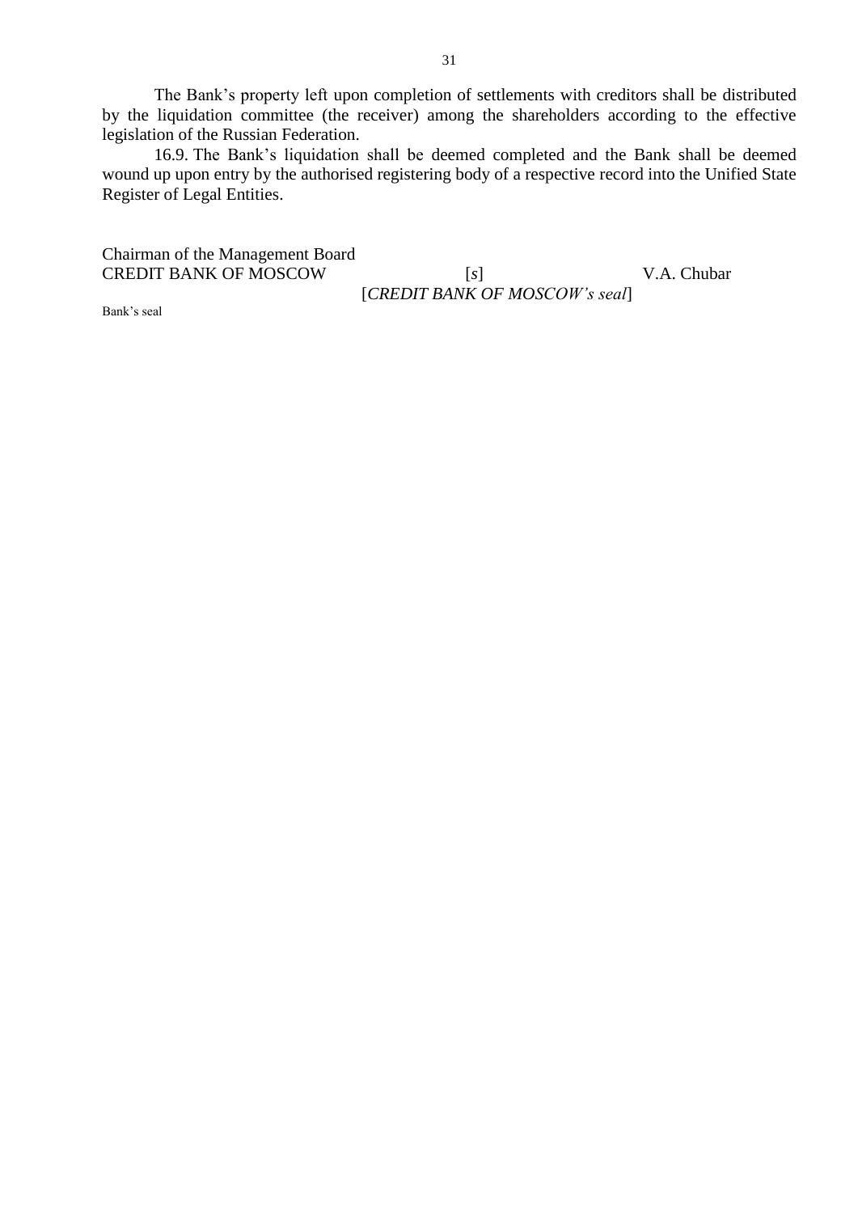The Bank's property left upon completion of settlements with creditors shall be distributed by the liquidation committee (the receiver) among the shareholders according to the effective legislation of the Russian Federation.

16.9. The Bank's liquidation shall be deemed completed and the Bank shall be deemed wound up upon entry by the authorised registering body of a respective record into the Unified State Register of Legal Entities.

Chairman of the Management Board
CREDIT BANK OF MOSCOW [*s*] V.A. Chubar

[*CREDIT BANK OF MOSCOW's seal*]

Bank's seal